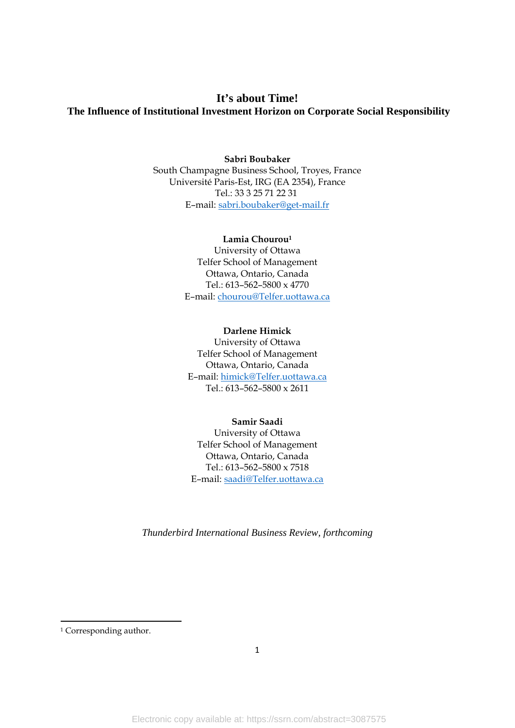# It's about Time!

## The Influence of Institutional Investment Horizon on Corporate Social Responsibility

**Sabri Boubaker**
South Champagne Business School, Troyes, France
Université Paris-Est, IRG (EA 2354), France
Tel.: 33 3 25 71 22 31
E–mail: sabri.boubaker@get-mail.fr

**Lamia Chourou**[1]
University of Ottawa
Telfer School of Management
Ottawa, Ontario, Canada
Tel.: 613–562–5800 x 4770
E–mail: chourou@Telfer.uottawa.ca

**Darlene Himick**
University of Ottawa
Telfer School of Management
Ottawa, Ontario, Canada
E–mail: himick@Telfer.uottawa.ca
Tel.: 613–562–5800 x 2611

**Samir Saadi**
University of Ottawa
Telfer School of Management
Ottawa, Ontario, Canada
Tel.: 613–562–5800 x 7518
E–mail: saadi@Telfer.uottawa.ca

*Thunderbird International Business Review*, *forthcoming*

[1] Corresponding author.

Electronic copy available at: https://ssrn.com/abstract=3087575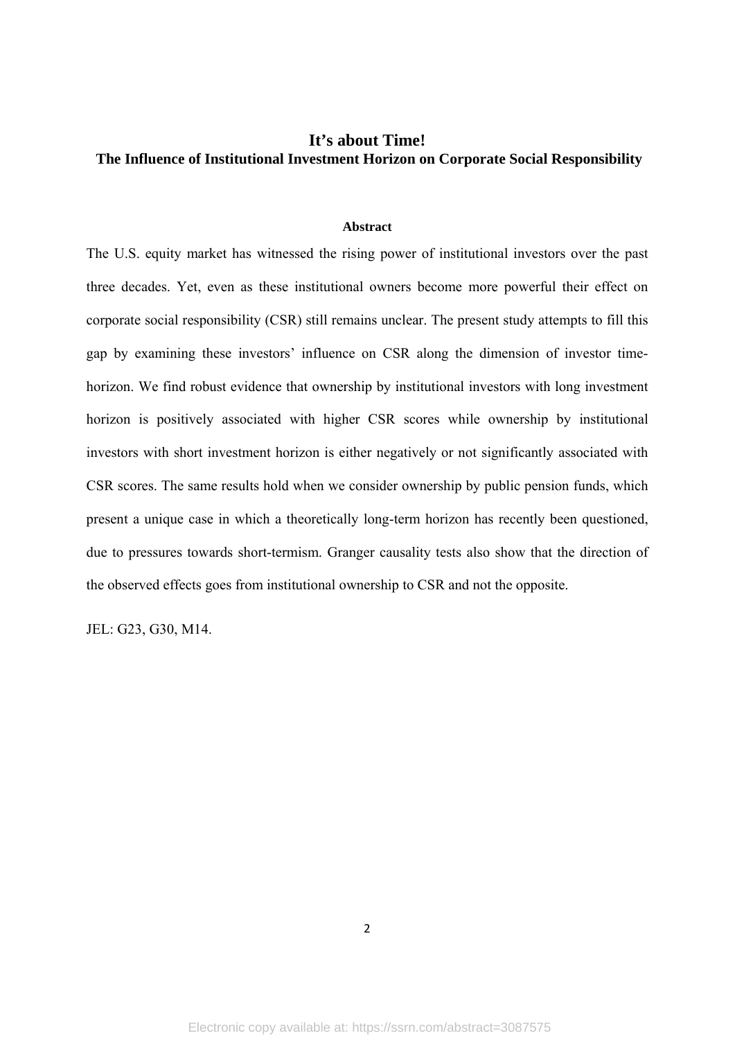# It's about Time!

## The Influence of Institutional Investment Horizon on Corporate Social Responsibility

### Abstract

The U.S. equity market has witnessed the rising power of institutional investors over the past three decades. Yet, even as these institutional owners become more powerful their effect on corporate social responsibility (CSR) still remains unclear. The present study attempts to fill this gap by examining these investors' influence on CSR along the dimension of investor time-horizon. We find robust evidence that ownership by institutional investors with long investment horizon is positively associated with higher CSR scores while ownership by institutional investors with short investment horizon is either negatively or not significantly associated with CSR scores. The same results hold when we consider ownership by public pension funds, which present a unique case in which a theoretically long-term horizon has recently been questioned, due to pressures towards short-termism. Granger causality tests also show that the direction of the observed effects goes from institutional ownership to CSR and not the opposite.

JEL: G23, G30, M14.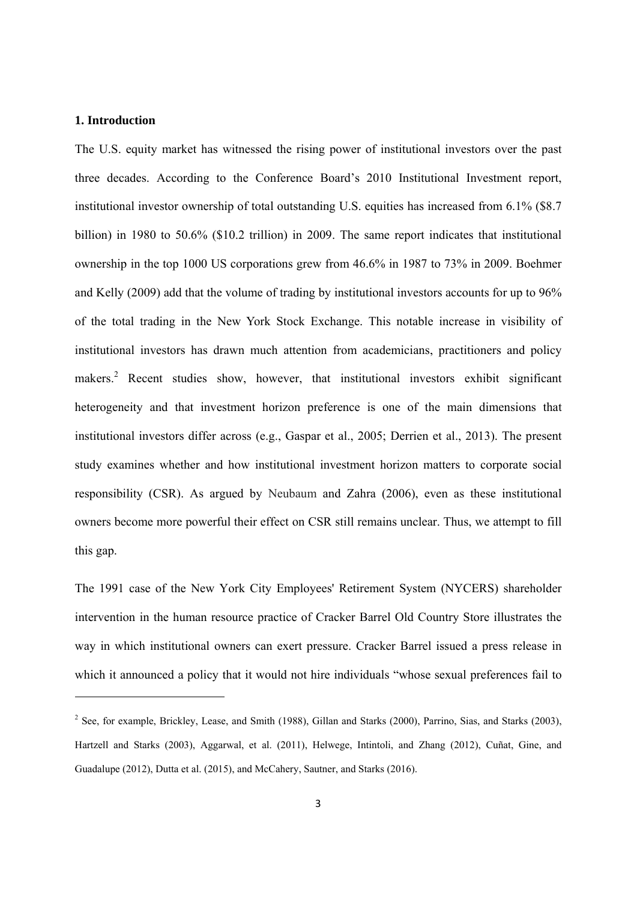## 1. Introduction

The U.S. equity market has witnessed the rising power of institutional investors over the past three decades. According to the Conference Board's 2010 Institutional Investment report, institutional investor ownership of total outstanding U.S. equities has increased from 6.1% ($8.7 billion) in 1980 to 50.6% ($10.2 trillion) in 2009. The same report indicates that institutional ownership in the top 1000 US corporations grew from 46.6% in 1987 to 73% in 2009. Boehmer and Kelly (2009) add that the volume of trading by institutional investors accounts for up to 96% of the total trading in the New York Stock Exchange. This notable increase in visibility of institutional investors has drawn much attention from academicians, practitioners and policy makers.[2] Recent studies show, however, that institutional investors exhibit significant heterogeneity and that investment horizon preference is one of the main dimensions that institutional investors differ across (e.g., Gaspar et al., 2005; Derrien et al., 2013). The present study examines whether and how institutional investment horizon matters to corporate social responsibility (CSR). As argued by Neubaum and Zahra (2006), even as these institutional owners become more powerful their effect on CSR still remains unclear. Thus, we attempt to fill this gap.

The 1991 case of the New York City Employees' Retirement System (NYCERS) shareholder intervention in the human resource practice of Cracker Barrel Old Country Store illustrates the way in which institutional owners can exert pressure. Cracker Barrel issued a press release in which it announced a policy that it would not hire individuals "whose sexual preferences fail to

[2] See, for example, Brickley, Lease, and Smith (1988), Gillan and Starks (2000), Parrino, Sias, and Starks (2003), Hartzell and Starks (2003), Aggarwal, et al. (2011), Helwege, Intintoli, and Zhang (2012), Cuñat, Gine, and Guadalupe (2012), Dutta et al. (2015), and McCahery, Sautner, and Starks (2016).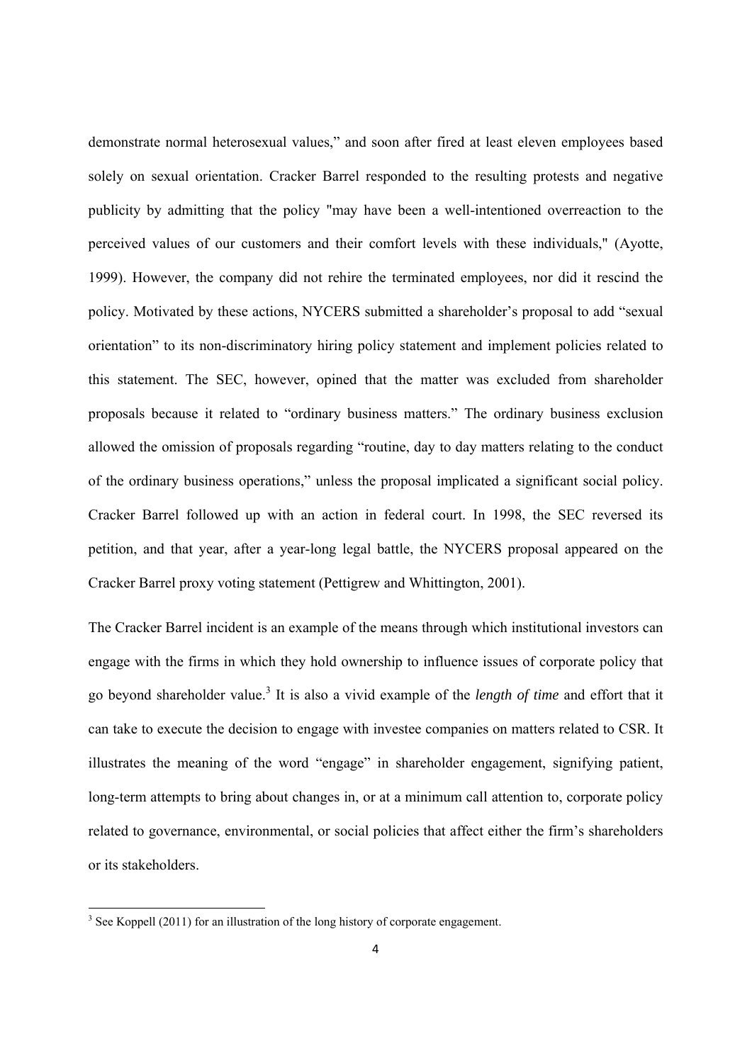demonstrate normal heterosexual values," and soon after fired at least eleven employees based solely on sexual orientation. Cracker Barrel responded to the resulting protests and negative publicity by admitting that the policy "may have been a well-intentioned overreaction to the perceived values of our customers and their comfort levels with these individuals," (Ayotte, 1999). However, the company did not rehire the terminated employees, nor did it rescind the policy. Motivated by these actions, NYCERS submitted a shareholder's proposal to add "sexual orientation" to its non-discriminatory hiring policy statement and implement policies related to this statement. The SEC, however, opined that the matter was excluded from shareholder proposals because it related to "ordinary business matters." The ordinary business exclusion allowed the omission of proposals regarding "routine, day to day matters relating to the conduct of the ordinary business operations," unless the proposal implicated a significant social policy. Cracker Barrel followed up with an action in federal court. In 1998, the SEC reversed its petition, and that year, after a year-long legal battle, the NYCERS proposal appeared on the Cracker Barrel proxy voting statement (Pettigrew and Whittington, 2001).

The Cracker Barrel incident is an example of the means through which institutional investors can engage with the firms in which they hold ownership to influence issues of corporate policy that go beyond shareholder value.[3] It is also a vivid example of the *length of time* and effort that it can take to execute the decision to engage with investee companies on matters related to CSR. It illustrates the meaning of the word "engage" in shareholder engagement, signifying patient, long-term attempts to bring about changes in, or at a minimum call attention to, corporate policy related to governance, environmental, or social policies that affect either the firm's shareholders or its stakeholders.

[3] See Koppell (2011) for an illustration of the long history of corporate engagement.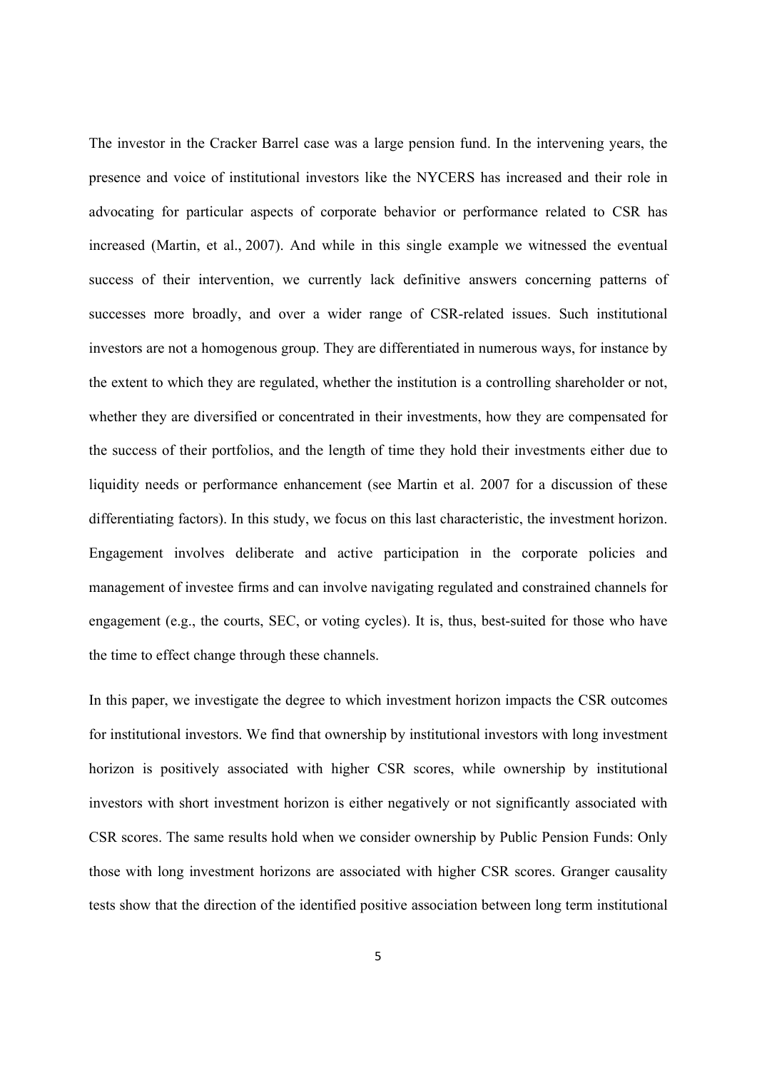The investor in the Cracker Barrel case was a large pension fund. In the intervening years, the presence and voice of institutional investors like the NYCERS has increased and their role in advocating for particular aspects of corporate behavior or performance related to CSR has increased (Martin, et al., 2007). And while in this single example we witnessed the eventual success of their intervention, we currently lack definitive answers concerning patterns of successes more broadly, and over a wider range of CSR-related issues. Such institutional investors are not a homogenous group. They are differentiated in numerous ways, for instance by the extent to which they are regulated, whether the institution is a controlling shareholder or not, whether they are diversified or concentrated in their investments, how they are compensated for the success of their portfolios, and the length of time they hold their investments either due to liquidity needs or performance enhancement (see Martin et al. 2007 for a discussion of these differentiating factors). In this study, we focus on this last characteristic, the investment horizon. Engagement involves deliberate and active participation in the corporate policies and management of investee firms and can involve navigating regulated and constrained channels for engagement (e.g., the courts, SEC, or voting cycles). It is, thus, best-suited for those who have the time to effect change through these channels.

In this paper, we investigate the degree to which investment horizon impacts the CSR outcomes for institutional investors. We find that ownership by institutional investors with long investment horizon is positively associated with higher CSR scores, while ownership by institutional investors with short investment horizon is either negatively or not significantly associated with CSR scores. The same results hold when we consider ownership by Public Pension Funds: Only those with long investment horizons are associated with higher CSR scores. Granger causality tests show that the direction of the identified positive association between long term institutional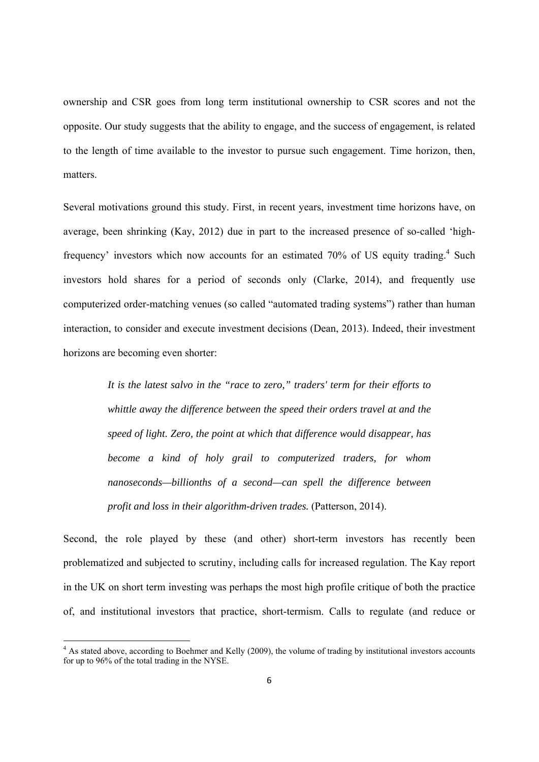ownership and CSR goes from long term institutional ownership to CSR scores and not the opposite. Our study suggests that the ability to engage, and the success of engagement, is related to the length of time available to the investor to pursue such engagement. Time horizon, then, matters.

Several motivations ground this study. First, in recent years, investment time horizons have, on average, been shrinking (Kay, 2012) due in part to the increased presence of so-called 'high-frequency' investors which now accounts for an estimated 70% of US equity trading.[4] Such investors hold shares for a period of seconds only (Clarke, 2014), and frequently use computerized order-matching venues (so called "automated trading systems") rather than human interaction, to consider and execute investment decisions (Dean, 2013). Indeed, their investment horizons are becoming even shorter:

> *It is the latest salvo in the "race to zero," traders' term for their efforts to whittle away the difference between the speed their orders travel at and the speed of light. Zero, the point at which that difference would disappear, has become a kind of holy grail to computerized traders, for whom nanoseconds—billionths of a second—can spell the difference between profit and loss in their algorithm-driven trades.* (Patterson, 2014).

Second, the role played by these (and other) short-term investors has recently been problematized and subjected to scrutiny, including calls for increased regulation. The Kay report in the UK on short term investing was perhaps the most high profile critique of both the practice of, and institutional investors that practice, short-termism. Calls to regulate (and reduce or

[4] As stated above, according to Boehmer and Kelly (2009), the volume of trading by institutional investors accounts for up to 96% of the total trading in the NYSE.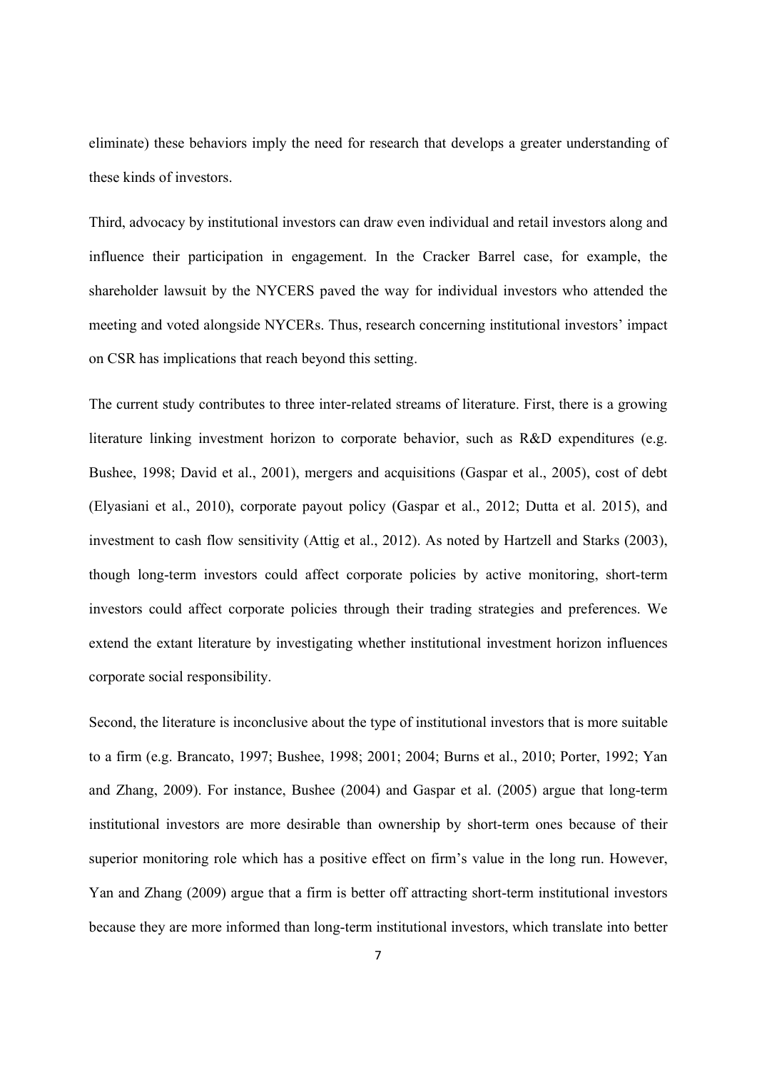eliminate) these behaviors imply the need for research that develops a greater understanding of these kinds of investors.

Third, advocacy by institutional investors can draw even individual and retail investors along and influence their participation in engagement. In the Cracker Barrel case, for example, the shareholder lawsuit by the NYCERS paved the way for individual investors who attended the meeting and voted alongside NYCERs. Thus, research concerning institutional investors' impact on CSR has implications that reach beyond this setting.

The current study contributes to three inter-related streams of literature. First, there is a growing literature linking investment horizon to corporate behavior, such as R&D expenditures (e.g. Bushee, 1998; David et al., 2001), mergers and acquisitions (Gaspar et al., 2005), cost of debt (Elyasiani et al., 2010), corporate payout policy (Gaspar et al., 2012; Dutta et al. 2015), and investment to cash flow sensitivity (Attig et al., 2012). As noted by Hartzell and Starks (2003), though long-term investors could affect corporate policies by active monitoring, short-term investors could affect corporate policies through their trading strategies and preferences. We extend the extant literature by investigating whether institutional investment horizon influences corporate social responsibility.

Second, the literature is inconclusive about the type of institutional investors that is more suitable to a firm (e.g. Brancato, 1997; Bushee, 1998; 2001; 2004; Burns et al., 2010; Porter, 1992; Yan and Zhang, 2009). For instance, Bushee (2004) and Gaspar et al. (2005) argue that long-term institutional investors are more desirable than ownership by short-term ones because of their superior monitoring role which has a positive effect on firm's value in the long run. However, Yan and Zhang (2009) argue that a firm is better off attracting short-term institutional investors because they are more informed than long-term institutional investors, which translate into better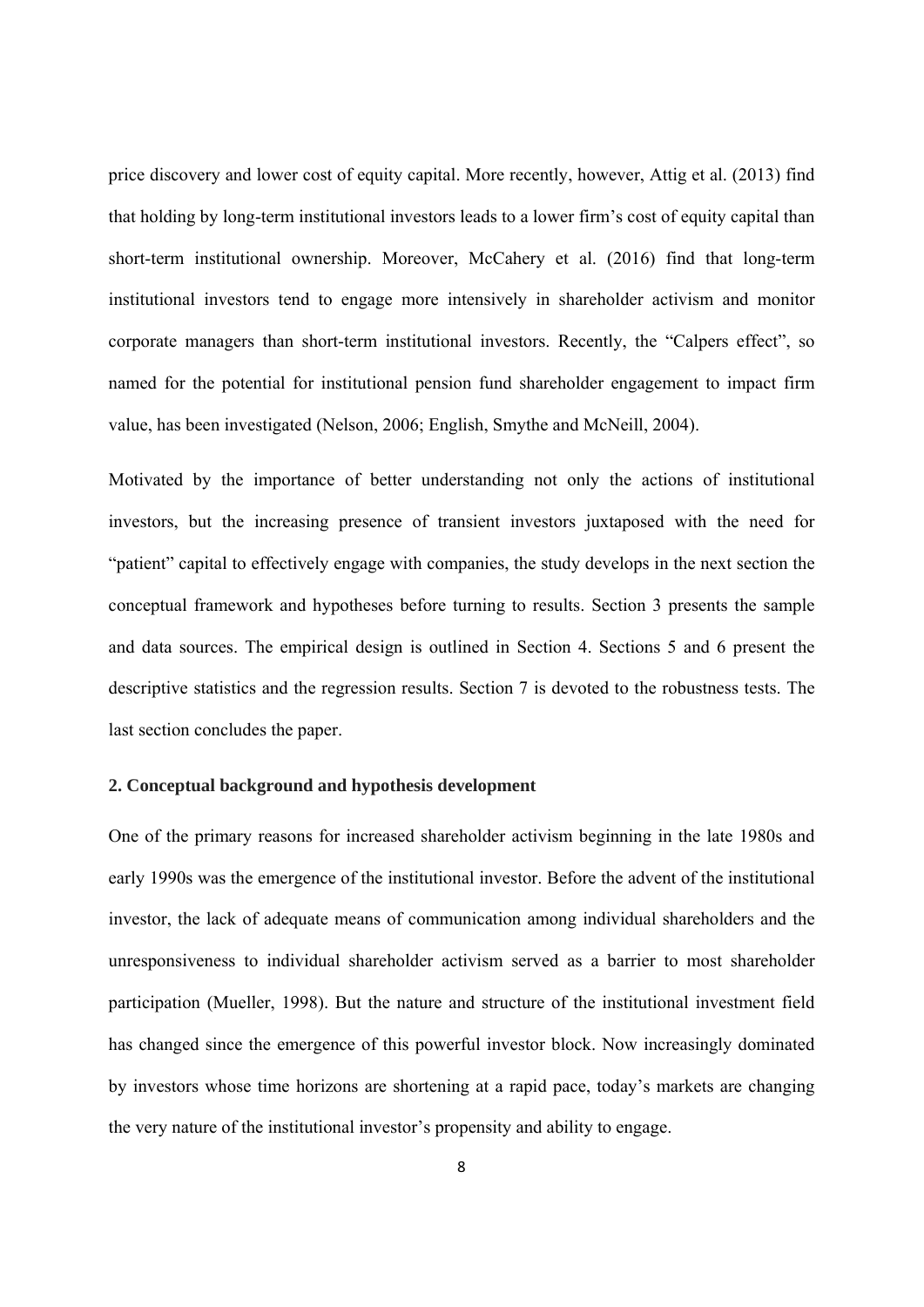price discovery and lower cost of equity capital. More recently, however, Attig et al. (2013) find that holding by long-term institutional investors leads to a lower firm's cost of equity capital than short-term institutional ownership. Moreover, McCahery et al. (2016) find that long-term institutional investors tend to engage more intensively in shareholder activism and monitor corporate managers than short-term institutional investors. Recently, the "Calpers effect", so named for the potential for institutional pension fund shareholder engagement to impact firm value, has been investigated (Nelson, 2006; English, Smythe and McNeill, 2004).

Motivated by the importance of better understanding not only the actions of institutional investors, but the increasing presence of transient investors juxtaposed with the need for "patient" capital to effectively engage with companies, the study develops in the next section the conceptual framework and hypotheses before turning to results. Section 3 presents the sample and data sources. The empirical design is outlined in Section 4. Sections 5 and 6 present the descriptive statistics and the regression results. Section 7 is devoted to the robustness tests. The last section concludes the paper.

## 2. Conceptual background and hypothesis development

One of the primary reasons for increased shareholder activism beginning in the late 1980s and early 1990s was the emergence of the institutional investor. Before the advent of the institutional investor, the lack of adequate means of communication among individual shareholders and the unresponsiveness to individual shareholder activism served as a barrier to most shareholder participation (Mueller, 1998). But the nature and structure of the institutional investment field has changed since the emergence of this powerful investor block. Now increasingly dominated by investors whose time horizons are shortening at a rapid pace, today's markets are changing the very nature of the institutional investor's propensity and ability to engage.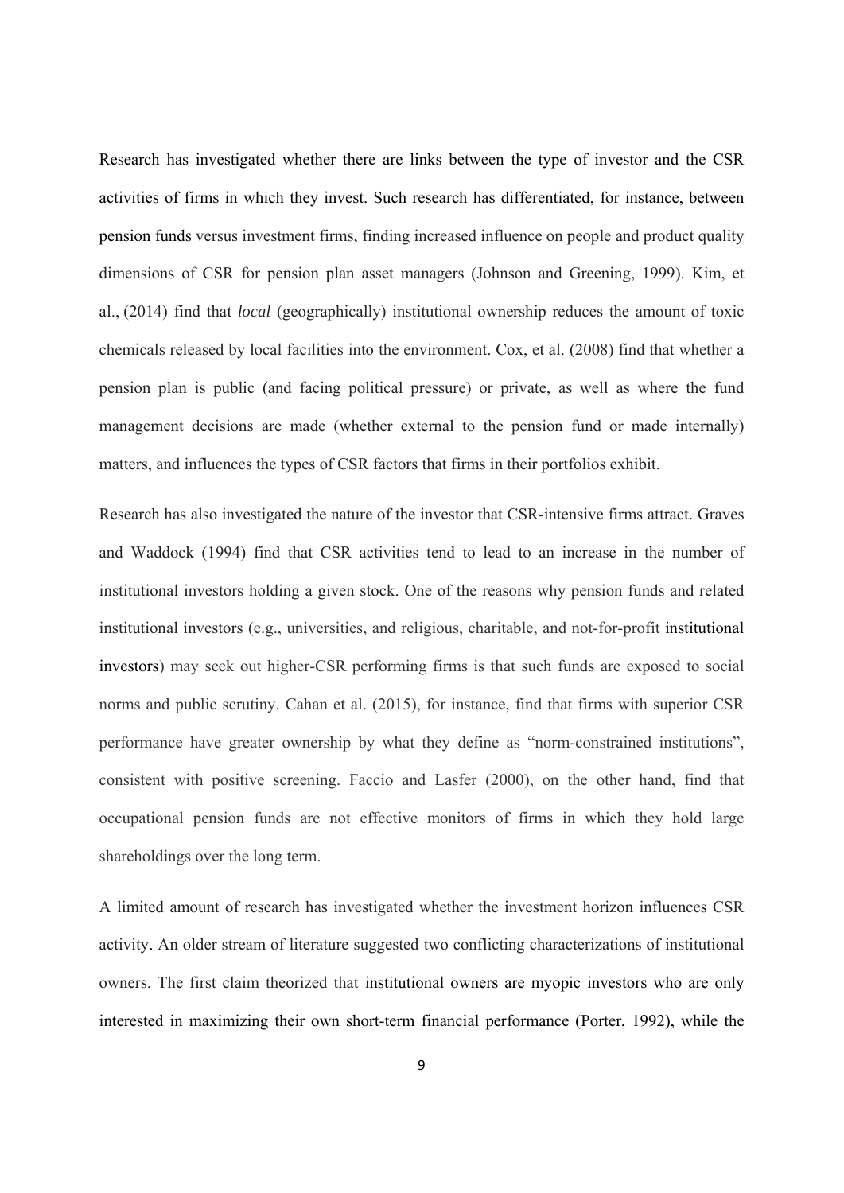Research has investigated whether there are links between the type of investor and the CSR activities of firms in which they invest. Such research has differentiated, for instance, between pension funds versus investment firms, finding increased influence on people and product quality dimensions of CSR for pension plan asset managers (Johnson and Greening, 1999). Kim, et al., (2014) find that *local* (geographically) institutional ownership reduces the amount of toxic chemicals released by local facilities into the environment. Cox, et al. (2008) find that whether a pension plan is public (and facing political pressure) or private, as well as where the fund management decisions are made (whether external to the pension fund or made internally) matters, and influences the types of CSR factors that firms in their portfolios exhibit.

Research has also investigated the nature of the investor that CSR-intensive firms attract. Graves and Waddock (1994) find that CSR activities tend to lead to an increase in the number of institutional investors holding a given stock. One of the reasons why pension funds and related institutional investors (e.g., universities, and religious, charitable, and not-for-profit institutional investors) may seek out higher-CSR performing firms is that such funds are exposed to social norms and public scrutiny. Cahan et al. (2015), for instance, find that firms with superior CSR performance have greater ownership by what they define as "norm-constrained institutions", consistent with positive screening. Faccio and Lasfer (2000), on the other hand, find that occupational pension funds are not effective monitors of firms in which they hold large shareholdings over the long term.

A limited amount of research has investigated whether the investment horizon influences CSR activity. An older stream of literature suggested two conflicting characterizations of institutional owners. The first claim theorized that institutional owners are myopic investors who are only interested in maximizing their own short-term financial performance (Porter, 1992), while the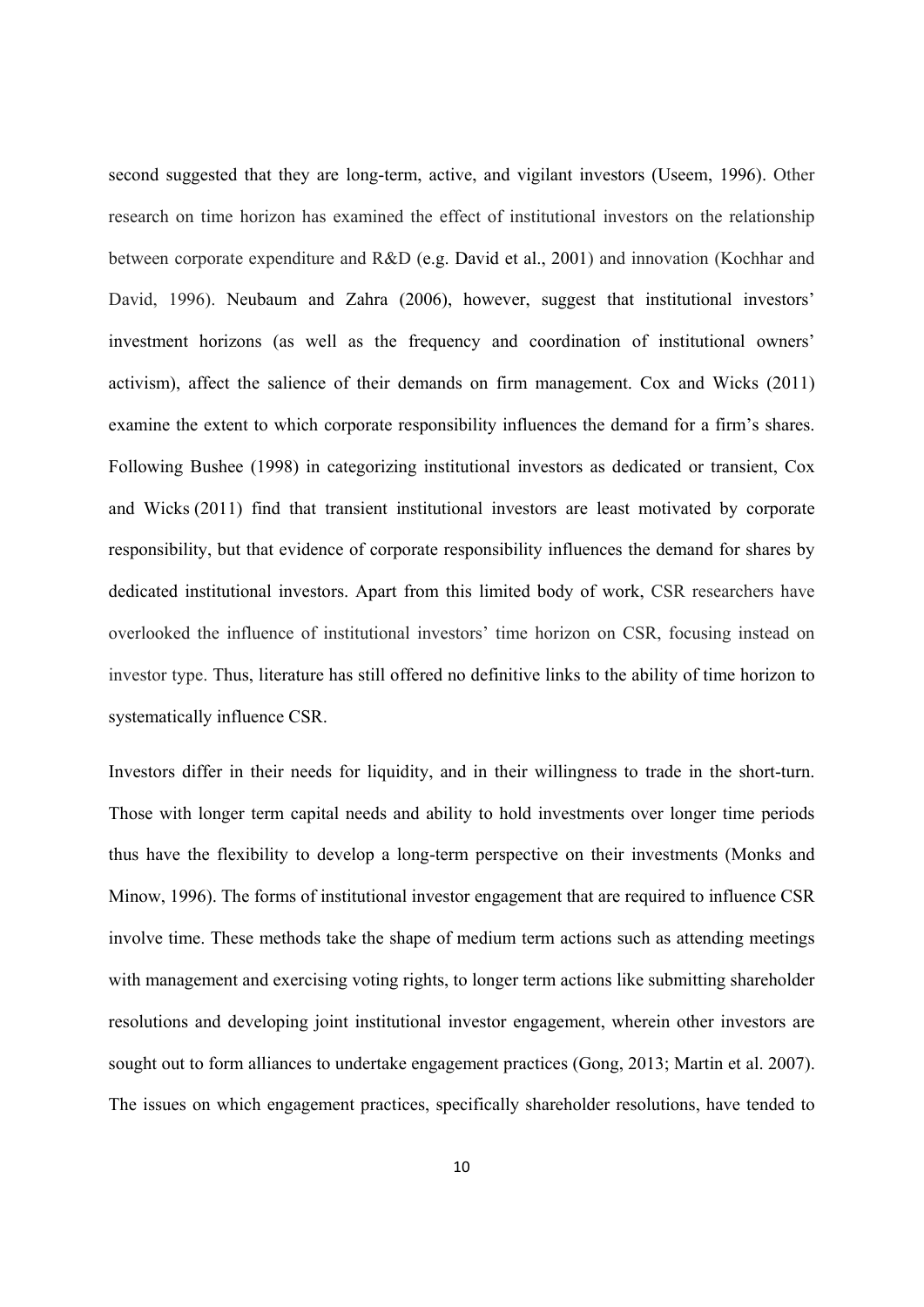second suggested that they are long-term, active, and vigilant investors (Useem, 1996). Other research on time horizon has examined the effect of institutional investors on the relationship between corporate expenditure and R&D (e.g. David et al., 2001) and innovation (Kochhar and David, 1996). Neubaum and Zahra (2006), however, suggest that institutional investors' investment horizons (as well as the frequency and coordination of institutional owners' activism), affect the salience of their demands on firm management. Cox and Wicks (2011) examine the extent to which corporate responsibility influences the demand for a firm's shares. Following Bushee (1998) in categorizing institutional investors as dedicated or transient, Cox and Wicks (2011) find that transient institutional investors are least motivated by corporate responsibility, but that evidence of corporate responsibility influences the demand for shares by dedicated institutional investors. Apart from this limited body of work, CSR researchers have overlooked the influence of institutional investors' time horizon on CSR, focusing instead on investor type. Thus, literature has still offered no definitive links to the ability of time horizon to systematically influence CSR.

Investors differ in their needs for liquidity, and in their willingness to trade in the short-turn. Those with longer term capital needs and ability to hold investments over longer time periods thus have the flexibility to develop a long-term perspective on their investments (Monks and Minow, 1996). The forms of institutional investor engagement that are required to influence CSR involve time. These methods take the shape of medium term actions such as attending meetings with management and exercising voting rights, to longer term actions like submitting shareholder resolutions and developing joint institutional investor engagement, wherein other investors are sought out to form alliances to undertake engagement practices (Gong, 2013; Martin et al. 2007). The issues on which engagement practices, specifically shareholder resolutions, have tended to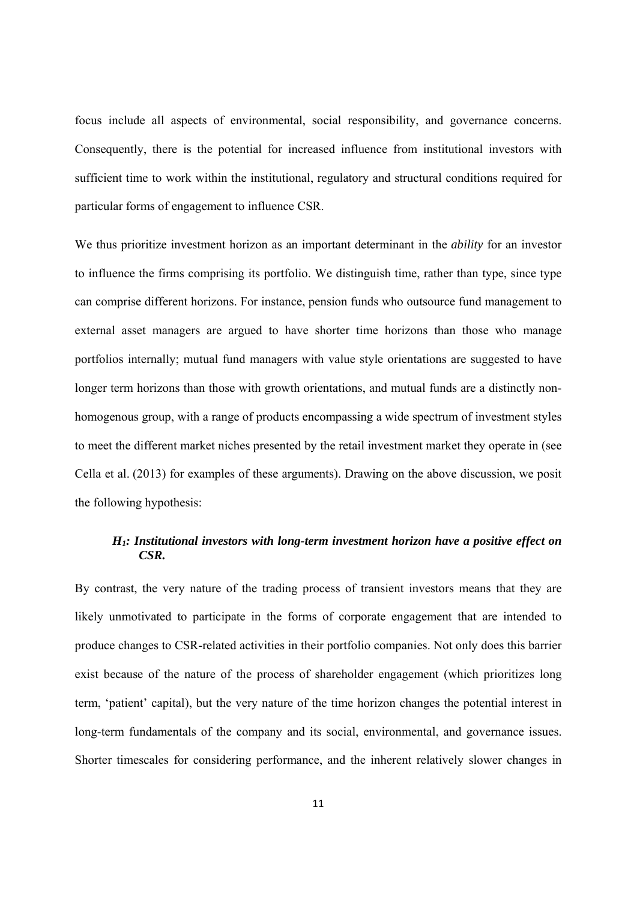focus include all aspects of environmental, social responsibility, and governance concerns. Consequently, there is the potential for increased influence from institutional investors with sufficient time to work within the institutional, regulatory and structural conditions required for particular forms of engagement to influence CSR.

We thus prioritize investment horizon as an important determinant in the *ability* for an investor to influence the firms comprising its portfolio. We distinguish time, rather than type, since type can comprise different horizons. For instance, pension funds who outsource fund management to external asset managers are argued to have shorter time horizons than those who manage portfolios internally; mutual fund managers with value style orientations are suggested to have longer term horizons than those with growth orientations, and mutual funds are a distinctly non-homogenous group, with a range of products encompassing a wide spectrum of investment styles to meet the different market niches presented by the retail investment market they operate in (see Cella et al. (2013) for examples of these arguments). Drawing on the above discussion, we posit the following hypothesis:

> ***$H_1$*: Institutional investors with long-term investment horizon have a positive effect on CSR.**

By contrast, the very nature of the trading process of transient investors means that they are likely unmotivated to participate in the forms of corporate engagement that are intended to produce changes to CSR-related activities in their portfolio companies. Not only does this barrier exist because of the nature of the process of shareholder engagement (which prioritizes long term, 'patient' capital), but the very nature of the time horizon changes the potential interest in long-term fundamentals of the company and its social, environmental, and governance issues. Shorter timescales for considering performance, and the inherent relatively slower changes in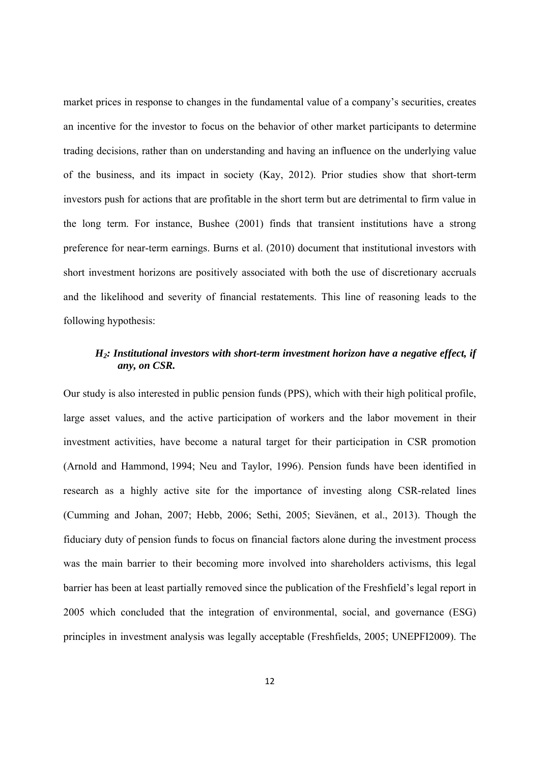market prices in response to changes in the fundamental value of a company's securities, creates an incentive for the investor to focus on the behavior of other market participants to determine trading decisions, rather than on understanding and having an influence on the underlying value of the business, and its impact in society (Kay, 2012). Prior studies show that short-term investors push for actions that are profitable in the short term but are detrimental to firm value in the long term. For instance, Bushee (2001) finds that transient institutions have a strong preference for near-term earnings. Burns et al. (2010) document that institutional investors with short investment horizons are positively associated with both the use of discretionary accruals and the likelihood and severity of financial restatements. This line of reasoning leads to the following hypothesis:

> ***$H_2$: Institutional investors with short-term investment horizon have a negative effect, if any, on CSR.***

Our study is also interested in public pension funds (PPS), which with their high political profile, large asset values, and the active participation of workers and the labor movement in their investment activities, have become a natural target for their participation in CSR promotion (Arnold and Hammond, 1994; Neu and Taylor, 1996). Pension funds have been identified in research as a highly active site for the importance of investing along CSR-related lines (Cumming and Johan, 2007; Hebb, 2006; Sethi, 2005; Sievänen, et al., 2013). Though the fiduciary duty of pension funds to focus on financial factors alone during the investment process was the main barrier to their becoming more involved into shareholders activisms, this legal barrier has been at least partially removed since the publication of the Freshfield's legal report in 2005 which concluded that the integration of environmental, social, and governance (ESG) principles in investment analysis was legally acceptable (Freshfields, 2005; UNEPFI2009). The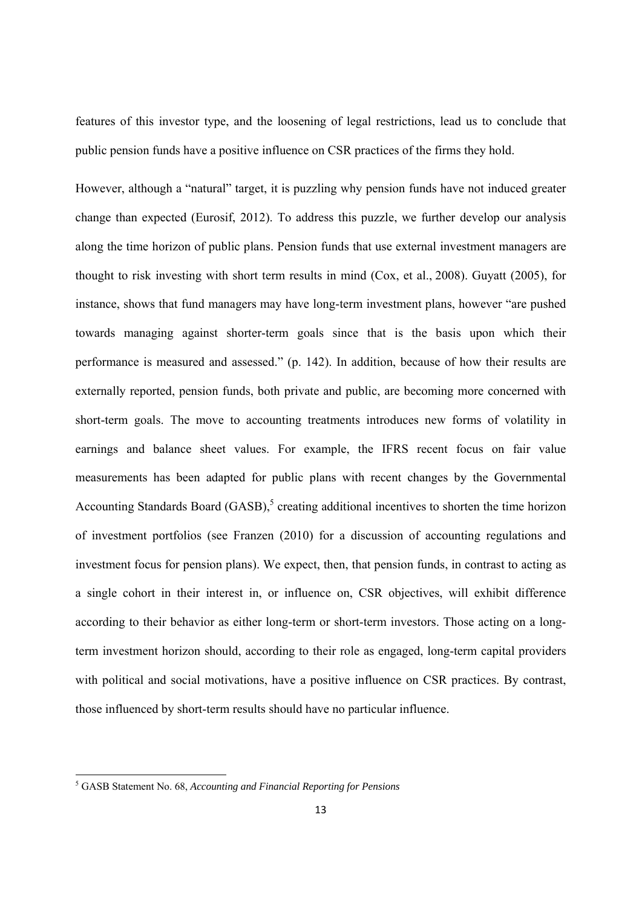features of this investor type, and the loosening of legal restrictions, lead us to conclude that public pension funds have a positive influence on CSR practices of the firms they hold.

However, although a "natural" target, it is puzzling why pension funds have not induced greater change than expected (Eurosif, 2012). To address this puzzle, we further develop our analysis along the time horizon of public plans. Pension funds that use external investment managers are thought to risk investing with short term results in mind (Cox, et al., 2008). Guyatt (2005), for instance, shows that fund managers may have long-term investment plans, however "are pushed towards managing against shorter-term goals since that is the basis upon which their performance is measured and assessed." (p. 142). In addition, because of how their results are externally reported, pension funds, both private and public, are becoming more concerned with short-term goals. The move to accounting treatments introduces new forms of volatility in earnings and balance sheet values. For example, the IFRS recent focus on fair value measurements has been adapted for public plans with recent changes by the Governmental Accounting Standards Board (GASB),[5] creating additional incentives to shorten the time horizon of investment portfolios (see Franzen (2010) for a discussion of accounting regulations and investment focus for pension plans). We expect, then, that pension funds, in contrast to acting as a single cohort in their interest in, or influence on, CSR objectives, will exhibit difference according to their behavior as either long-term or short-term investors. Those acting on a long-term investment horizon should, according to their role as engaged, long-term capital providers with political and social motivations, have a positive influence on CSR practices. By contrast, those influenced by short-term results should have no particular influence.

[5] GASB Statement No. 68, *Accounting and Financial Reporting for Pensions*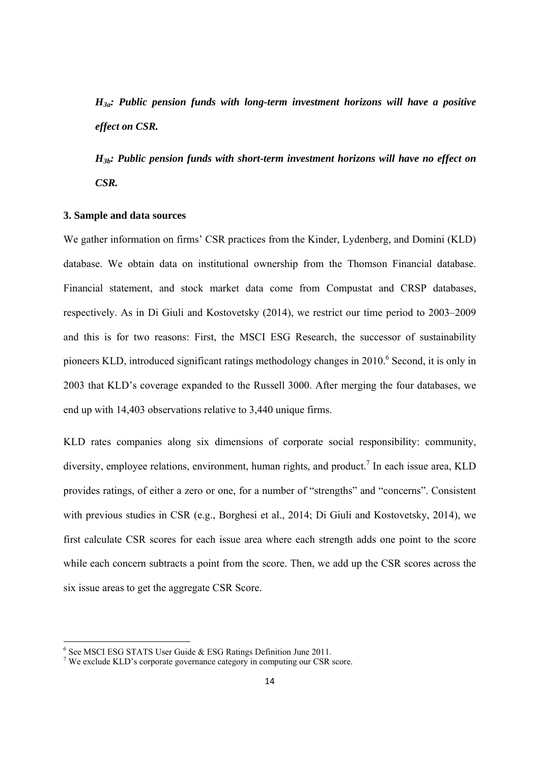***$H_{3a}$*: Public pension funds with long-term investment horizons will have a positive effect on CSR.**

***$H_{3b}$*: Public pension funds with short-term investment horizons will have no effect on CSR.**

### 3. Sample and data sources

We gather information on firms' CSR practices from the Kinder, Lydenberg, and Domini (KLD) database. We obtain data on institutional ownership from the Thomson Financial database. Financial statement, and stock market data come from Compustat and CRSP databases, respectively. As in Di Giuli and Kostovetsky (2014), we restrict our time period to 2003–2009 and this is for two reasons: First, the MSCI ESG Research, the successor of sustainability pioneers KLD, introduced significant ratings methodology changes in 2010.[6] Second, it is only in 2003 that KLD's coverage expanded to the Russell 3000. After merging the four databases, we end up with 14,403 observations relative to 3,440 unique firms.

KLD rates companies along six dimensions of corporate social responsibility: community, diversity, employee relations, environment, human rights, and product.[7] In each issue area, KLD provides ratings, of either a zero or one, for a number of "strengths" and "concerns". Consistent with previous studies in CSR (e.g., Borghesi et al., 2014; Di Giuli and Kostovetsky, 2014), we first calculate CSR scores for each issue area where each strength adds one point to the score while each concern subtracts a point from the score. Then, we add up the CSR scores across the six issue areas to get the aggregate CSR Score.

[6] See MSCI ESG STATS User Guide & ESG Ratings Definition June 2011.

[7] We exclude KLD's corporate governance category in computing our CSR score.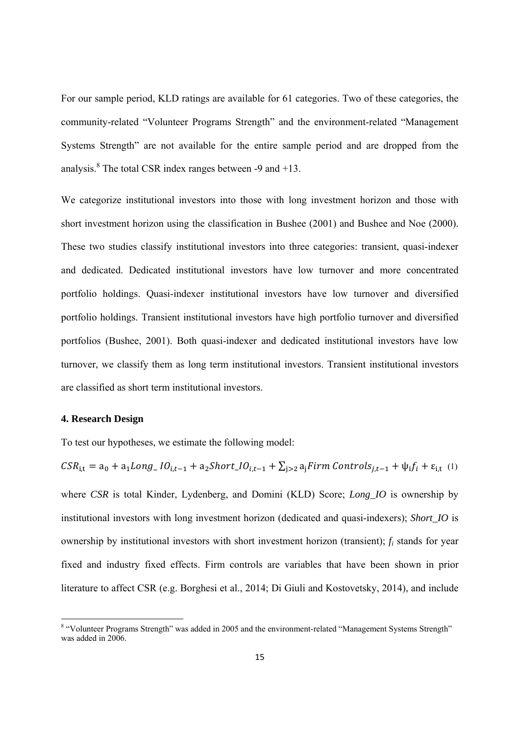For our sample period, KLD ratings are available for 61 categories. Two of these categories, the community-related "Volunteer Programs Strength" and the environment-related "Management Systems Strength" are not available for the entire sample period and are dropped from the analysis.[8] The total CSR index ranges between -9 and +13.

We categorize institutional investors into those with long investment horizon and those with short investment horizon using the classification in Bushee (2001) and Bushee and Noe (2000). These two studies classify institutional investors into three categories: transient, quasi-indexer and dedicated. Dedicated institutional investors have low turnover and more concentrated portfolio holdings. Quasi-indexer institutional investors have low turnover and diversified portfolio holdings. Transient institutional investors have high portfolio turnover and diversified portfolios (Bushee, 2001). Both quasi-indexer and dedicated institutional investors have low turnover, we classify them as long term institutional investors. Transient institutional investors are classified as short term institutional investors.

### 4. Research Design

To test our hypotheses, we estimate the following model:

$$CSR_{i,t} = a_0 + a_1 Long\_IO_{i,t-1} + a_2 Short\_IO_{i,t-1} + \sum_{j>2} a_j Firm\ Controls_{j,t-1} + \psi_i f_i + \varepsilon_{i,t} \quad (1)$$

where *CSR* is total Kinder, Lydenberg, and Domini (KLD) Score; *Long_IO* is ownership by institutional investors with long investment horizon (dedicated and quasi-indexers); *Short_IO* is ownership by institutional investors with short investment horizon (transient); $f_i$ stands for year fixed and industry fixed effects. Firm controls are variables that have been shown in prior literature to affect CSR (e.g. Borghesi et al., 2014; Di Giuli and Kostovetsky, 2014), and include

[8] "Volunteer Programs Strength" was added in 2005 and the environment-related "Management Systems Strength" was added in 2006.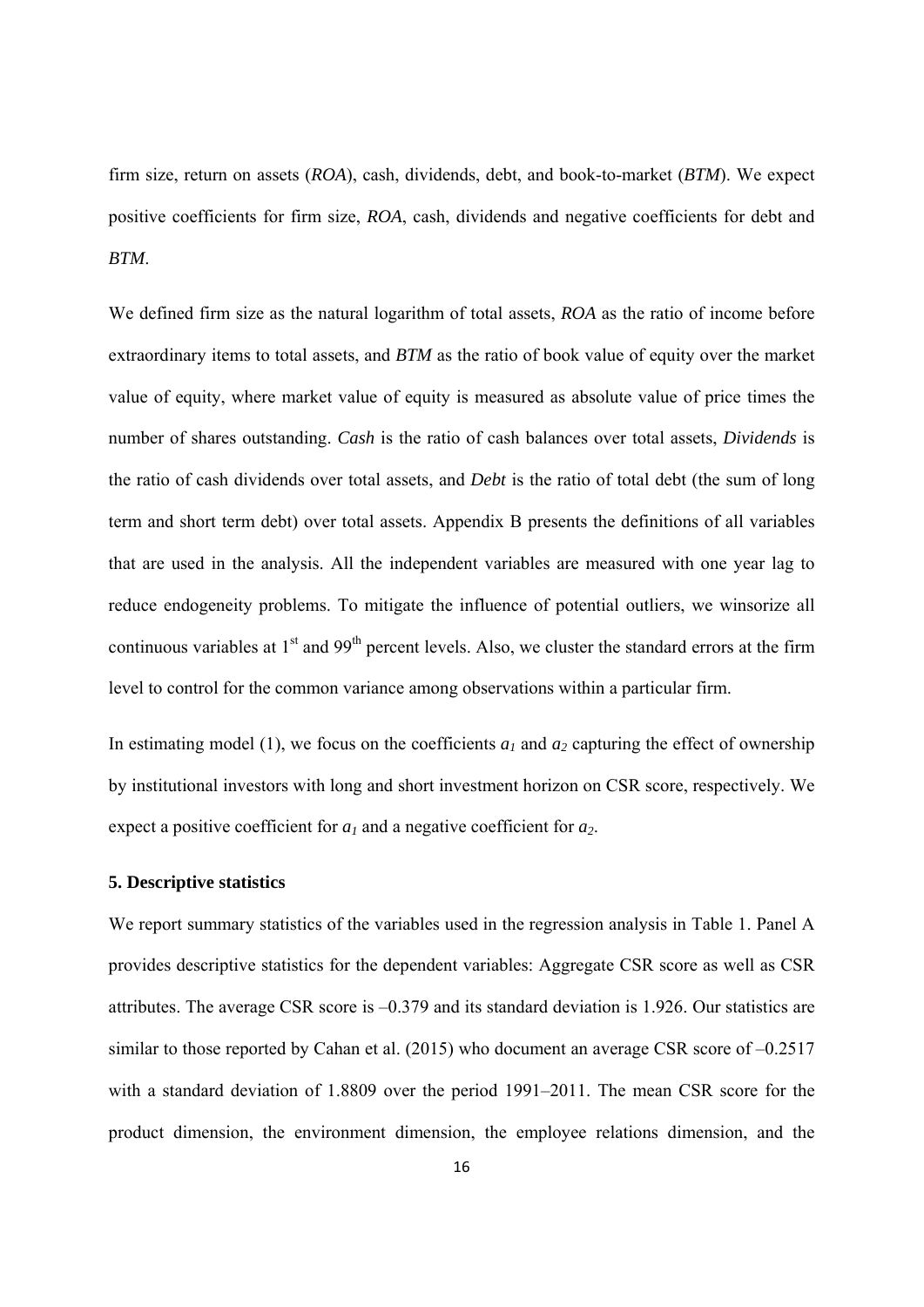firm size, return on assets (*ROA*), cash, dividends, debt, and book-to-market (*BTM*). We expect positive coefficients for firm size, *ROA*, cash, dividends and negative coefficients for debt and *BTM*.

We defined firm size as the natural logarithm of total assets, *ROA* as the ratio of income before extraordinary items to total assets, and *BTM* as the ratio of book value of equity over the market value of equity, where market value of equity is measured as absolute value of price times the number of shares outstanding. *Cash* is the ratio of cash balances over total assets, *Dividends* is the ratio of cash dividends over total assets, and *Debt* is the ratio of total debt (the sum of long term and short term debt) over total assets. Appendix B presents the definitions of all variables that are used in the analysis. All the independent variables are measured with one year lag to reduce endogeneity problems. To mitigate the influence of potential outliers, we winsorize all continuous variables at 1st and 99th percent levels. Also, we cluster the standard errors at the firm level to control for the common variance among observations within a particular firm.

In estimating model (1), we focus on the coefficients $a_1$ and $a_2$ capturing the effect of ownership by institutional investors with long and short investment horizon on CSR score, respectively. We expect a positive coefficient for $a_1$ and a negative coefficient for $a_2$.

### 5. Descriptive statistics

We report summary statistics of the variables used in the regression analysis in Table 1. Panel A provides descriptive statistics for the dependent variables: Aggregate CSR score as well as CSR attributes. The average CSR score is –0.379 and its standard deviation is 1.926. Our statistics are similar to those reported by Cahan et al. (2015) who document an average CSR score of –0.2517 with a standard deviation of 1.8809 over the period 1991–2011. The mean CSR score for the product dimension, the environment dimension, the employee relations dimension, and the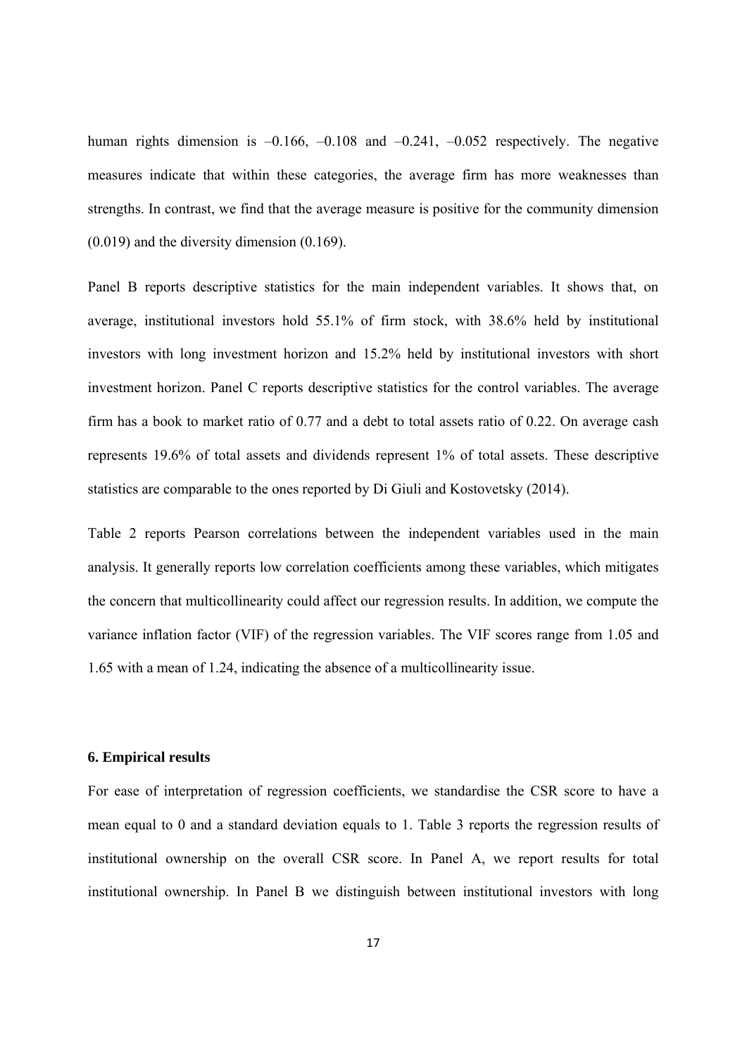human rights dimension is –0.166, –0.108 and –0.241, –0.052 respectively. The negative measures indicate that within these categories, the average firm has more weaknesses than strengths. In contrast, we find that the average measure is positive for the community dimension (0.019) and the diversity dimension (0.169).

Panel B reports descriptive statistics for the main independent variables. It shows that, on average, institutional investors hold 55.1% of firm stock, with 38.6% held by institutional investors with long investment horizon and 15.2% held by institutional investors with short investment horizon. Panel C reports descriptive statistics for the control variables. The average firm has a book to market ratio of 0.77 and a debt to total assets ratio of 0.22. On average cash represents 19.6% of total assets and dividends represent 1% of total assets. These descriptive statistics are comparable to the ones reported by Di Giuli and Kostovetsky (2014).

Table 2 reports Pearson correlations between the independent variables used in the main analysis. It generally reports low correlation coefficients among these variables, which mitigates the concern that multicollinearity could affect our regression results. In addition, we compute the variance inflation factor (VIF) of the regression variables. The VIF scores range from 1.05 and 1.65 with a mean of 1.24, indicating the absence of a multicollinearity issue.

### 6. Empirical results

For ease of interpretation of regression coefficients, we standardise the CSR score to have a mean equal to 0 and a standard deviation equals to 1. Table 3 reports the regression results of institutional ownership on the overall CSR score. In Panel A, we report results for total institutional ownership. In Panel B we distinguish between institutional investors with long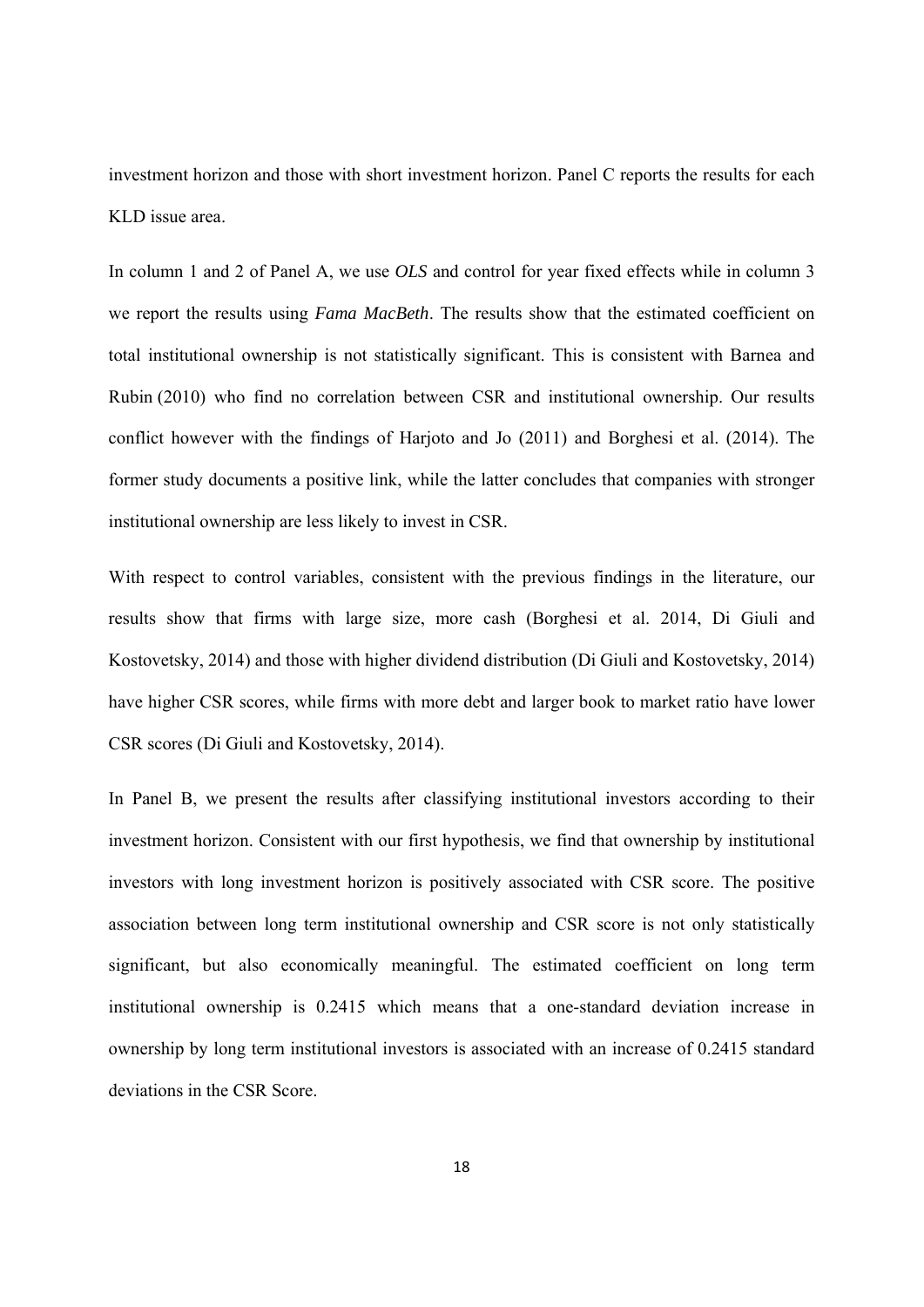investment horizon and those with short investment horizon. Panel C reports the results for each KLD issue area.

In column 1 and 2 of Panel A, we use *OLS* and control for year fixed effects while in column 3 we report the results using *Fama MacBeth*. The results show that the estimated coefficient on total institutional ownership is not statistically significant. This is consistent with Barnea and Rubin (2010) who find no correlation between CSR and institutional ownership. Our results conflict however with the findings of Harjoto and Jo (2011) and Borghesi et al. (2014). The former study documents a positive link, while the latter concludes that companies with stronger institutional ownership are less likely to invest in CSR.

With respect to control variables, consistent with the previous findings in the literature, our results show that firms with large size, more cash (Borghesi et al. 2014, Di Giuli and Kostovetsky, 2014) and those with higher dividend distribution (Di Giuli and Kostovetsky, 2014) have higher CSR scores, while firms with more debt and larger book to market ratio have lower CSR scores (Di Giuli and Kostovetsky, 2014).

In Panel B, we present the results after classifying institutional investors according to their investment horizon. Consistent with our first hypothesis, we find that ownership by institutional investors with long investment horizon is positively associated with CSR score. The positive association between long term institutional ownership and CSR score is not only statistically significant, but also economically meaningful. The estimated coefficient on long term institutional ownership is 0.2415 which means that a one-standard deviation increase in ownership by long term institutional investors is associated with an increase of 0.2415 standard deviations in the CSR Score.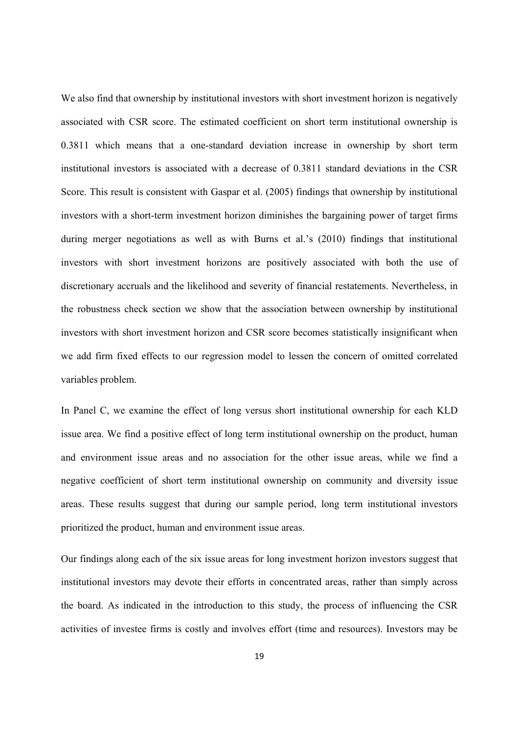We also find that ownership by institutional investors with short investment horizon is negatively associated with CSR score. The estimated coefficient on short term institutional ownership is 0.3811 which means that a one-standard deviation increase in ownership by short term institutional investors is associated with a decrease of 0.3811 standard deviations in the CSR Score. This result is consistent with Gaspar et al. (2005) findings that ownership by institutional investors with a short-term investment horizon diminishes the bargaining power of target firms during merger negotiations as well as with Burns et al.'s (2010) findings that institutional investors with short investment horizons are positively associated with both the use of discretionary accruals and the likelihood and severity of financial restatements. Nevertheless, in the robustness check section we show that the association between ownership by institutional investors with short investment horizon and CSR score becomes statistically insignificant when we add firm fixed effects to our regression model to lessen the concern of omitted correlated variables problem.

In Panel C, we examine the effect of long versus short institutional ownership for each KLD issue area. We find a positive effect of long term institutional ownership on the product, human and environment issue areas and no association for the other issue areas, while we find a negative coefficient of short term institutional ownership on community and diversity issue areas. These results suggest that during our sample period, long term institutional investors prioritized the product, human and environment issue areas.

Our findings along each of the six issue areas for long investment horizon investors suggest that institutional investors may devote their efforts in concentrated areas, rather than simply across the board. As indicated in the introduction to this study, the process of influencing the CSR activities of investee firms is costly and involves effort (time and resources). Investors may be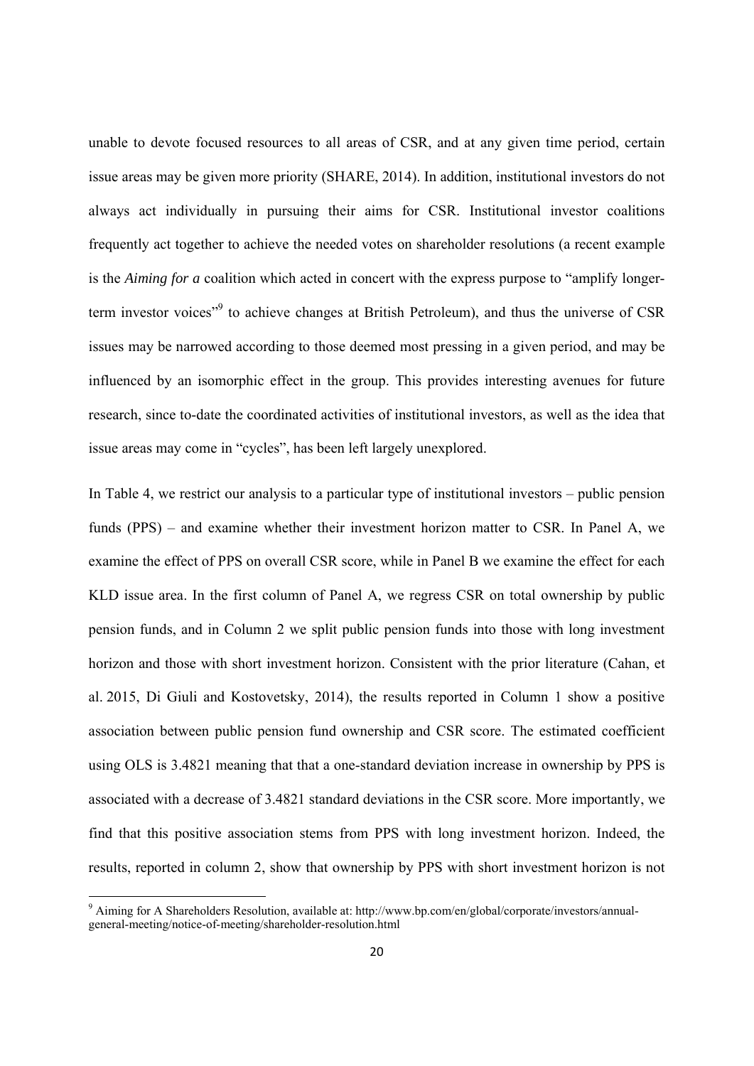unable to devote focused resources to all areas of CSR, and at any given time period, certain issue areas may be given more priority (SHARE, 2014). In addition, institutional investors do not always act individually in pursuing their aims for CSR. Institutional investor coalitions frequently act together to achieve the needed votes on shareholder resolutions (a recent example is the *Aiming for a* coalition which acted in concert with the express purpose to "amplify longer-term investor voices"[9] to achieve changes at British Petroleum), and thus the universe of CSR issues may be narrowed according to those deemed most pressing in a given period, and may be influenced by an isomorphic effect in the group. This provides interesting avenues for future research, since to-date the coordinated activities of institutional investors, as well as the idea that issue areas may come in "cycles", has been left largely unexplored.

In Table 4, we restrict our analysis to a particular type of institutional investors – public pension funds (PPS) – and examine whether their investment horizon matter to CSR. In Panel A, we examine the effect of PPS on overall CSR score, while in Panel B we examine the effect for each KLD issue area. In the first column of Panel A, we regress CSR on total ownership by public pension funds, and in Column 2 we split public pension funds into those with long investment horizon and those with short investment horizon. Consistent with the prior literature (Cahan, et al. 2015, Di Giuli and Kostovetsky, 2014), the results reported in Column 1 show a positive association between public pension fund ownership and CSR score. The estimated coefficient using OLS is 3.4821 meaning that that a one-standard deviation increase in ownership by PPS is associated with a decrease of 3.4821 standard deviations in the CSR score. More importantly, we find that this positive association stems from PPS with long investment horizon. Indeed, the results, reported in column 2, show that ownership by PPS with short investment horizon is not

[9] Aiming for A Shareholders Resolution, available at: http://www.bp.com/en/global/corporate/investors/annual-general-meeting/notice-of-meeting/shareholder-resolution.html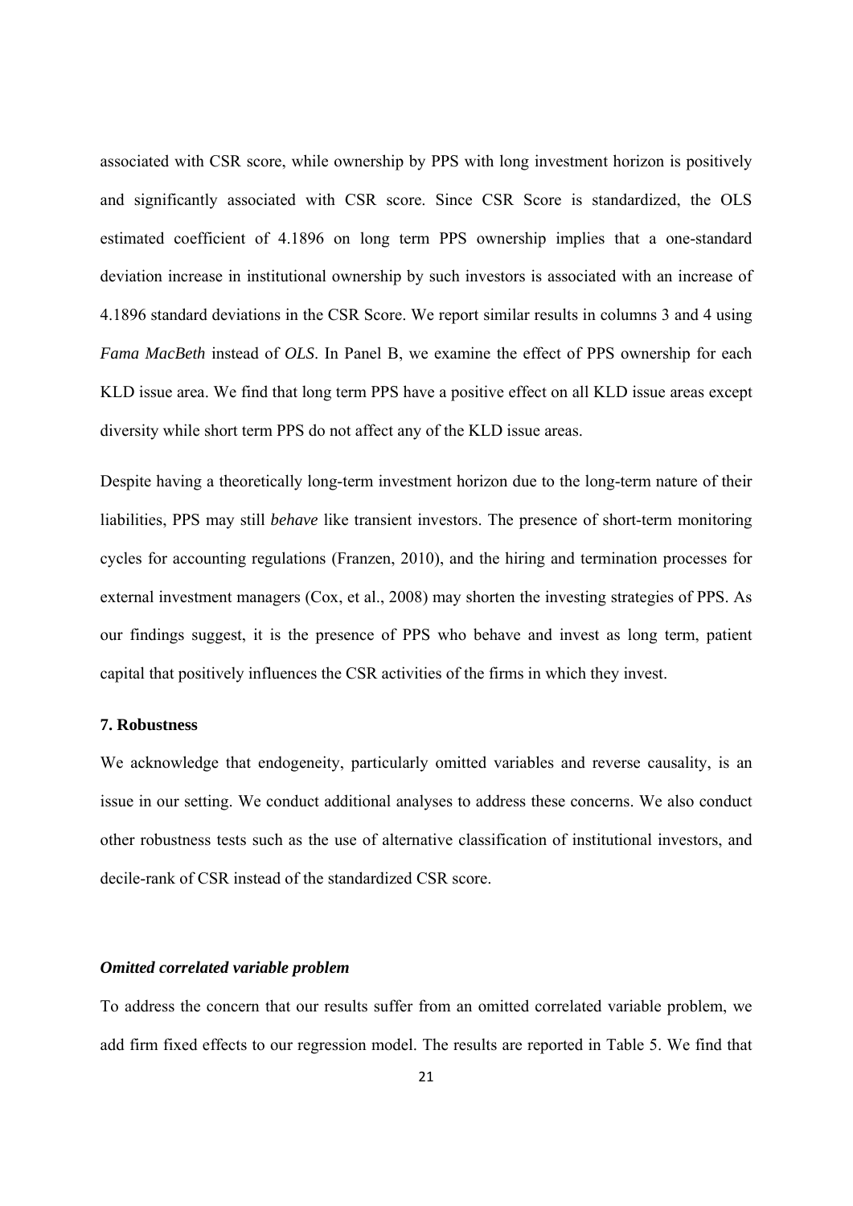associated with CSR score, while ownership by PPS with long investment horizon is positively and significantly associated with CSR score. Since CSR Score is standardized, the OLS estimated coefficient of 4.1896 on long term PPS ownership implies that a one-standard deviation increase in institutional ownership by such investors is associated with an increase of 4.1896 standard deviations in the CSR Score. We report similar results in columns 3 and 4 using *Fama MacBeth* instead of *OLS*. In Panel B, we examine the effect of PPS ownership for each KLD issue area. We find that long term PPS have a positive effect on all KLD issue areas except diversity while short term PPS do not affect any of the KLD issue areas.

Despite having a theoretically long-term investment horizon due to the long-term nature of their liabilities, PPS may still *behave* like transient investors. The presence of short-term monitoring cycles for accounting regulations (Franzen, 2010), and the hiring and termination processes for external investment managers (Cox, et al., 2008) may shorten the investing strategies of PPS. As our findings suggest, it is the presence of PPS who behave and invest as long term, patient capital that positively influences the CSR activities of the firms in which they invest.

## 7. Robustness

We acknowledge that endogeneity, particularly omitted variables and reverse causality, is an issue in our setting. We conduct additional analyses to address these concerns. We also conduct other robustness tests such as the use of alternative classification of institutional investors, and decile-rank of CSR instead of the standardized CSR score.

### *Omitted correlated variable problem*

To address the concern that our results suffer from an omitted correlated variable problem, we add firm fixed effects to our regression model. The results are reported in Table 5. We find that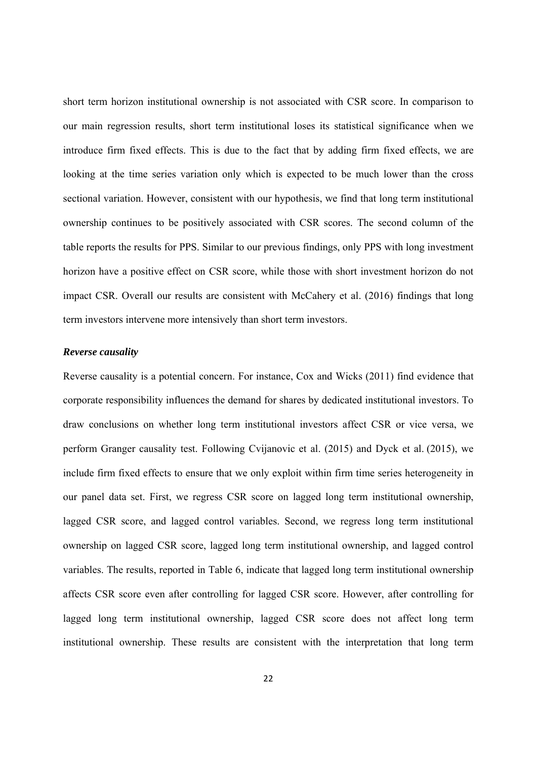short term horizon institutional ownership is not associated with CSR score. In comparison to our main regression results, short term institutional loses its statistical significance when we introduce firm fixed effects. This is due to the fact that by adding firm fixed effects, we are looking at the time series variation only which is expected to be much lower than the cross sectional variation. However, consistent with our hypothesis, we find that long term institutional ownership continues to be positively associated with CSR scores. The second column of the table reports the results for PPS. Similar to our previous findings, only PPS with long investment horizon have a positive effect on CSR score, while those with short investment horizon do not impact CSR. Overall our results are consistent with McCahery et al. (2016) findings that long term investors intervene more intensively than short term investors.

***Reverse causality***

Reverse causality is a potential concern. For instance, Cox and Wicks (2011) find evidence that corporate responsibility influences the demand for shares by dedicated institutional investors. To draw conclusions on whether long term institutional investors affect CSR or vice versa, we perform Granger causality test. Following Cvijanovic et al. (2015) and Dyck et al. (2015), we include firm fixed effects to ensure that we only exploit within firm time series heterogeneity in our panel data set. First, we regress CSR score on lagged long term institutional ownership, lagged CSR score, and lagged control variables. Second, we regress long term institutional ownership on lagged CSR score, lagged long term institutional ownership, and lagged control variables. The results, reported in Table 6, indicate that lagged long term institutional ownership affects CSR score even after controlling for lagged CSR score. However, after controlling for lagged long term institutional ownership, lagged CSR score does not affect long term institutional ownership. These results are consistent with the interpretation that long term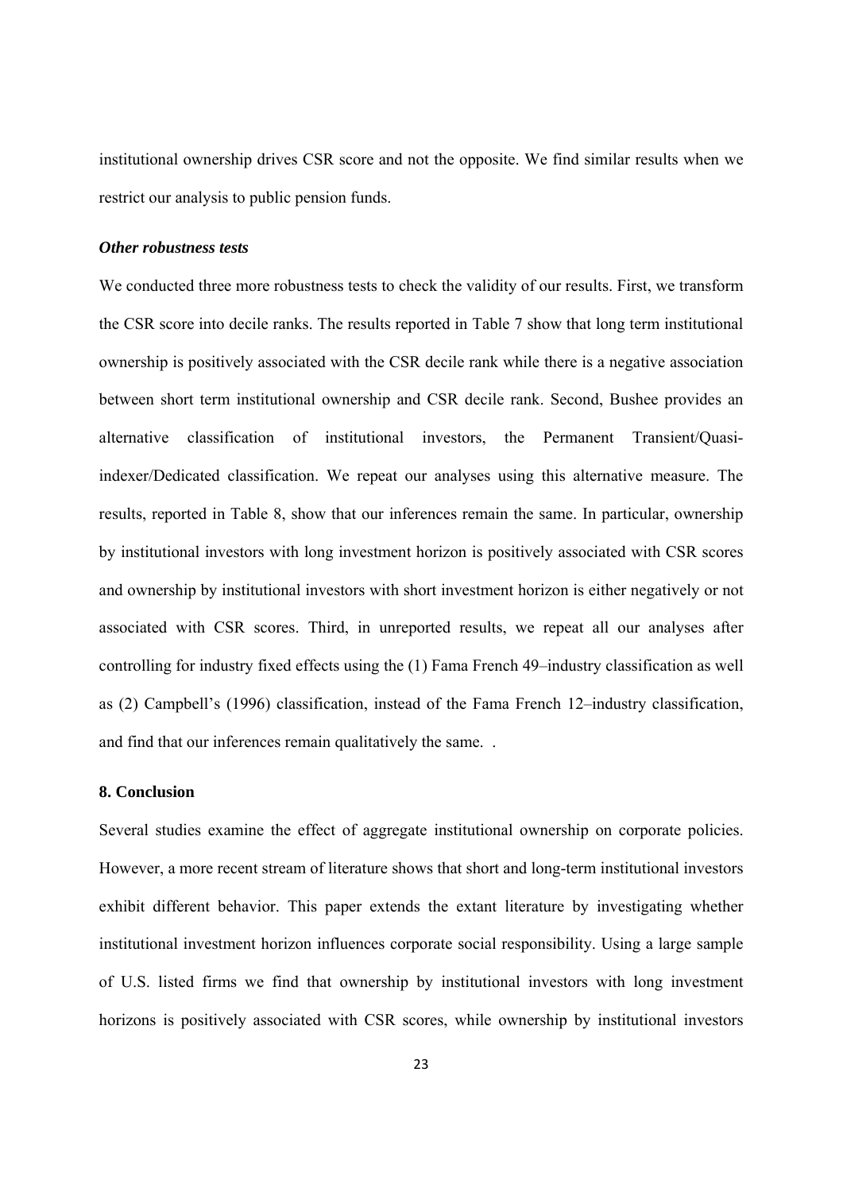institutional ownership drives CSR score and not the opposite. We find similar results when we restrict our analysis to public pension funds.

***Other robustness tests***

We conducted three more robustness tests to check the validity of our results. First, we transform the CSR score into decile ranks. The results reported in Table 7 show that long term institutional ownership is positively associated with the CSR decile rank while there is a negative association between short term institutional ownership and CSR decile rank. Second, Bushee provides an alternative classification of institutional investors, the Permanent Transient/Quasi-indexer/Dedicated classification. We repeat our analyses using this alternative measure. The results, reported in Table 8, show that our inferences remain the same. In particular, ownership by institutional investors with long investment horizon is positively associated with CSR scores and ownership by institutional investors with short investment horizon is either negatively or not associated with CSR scores. Third, in unreported results, we repeat all our analyses after controlling for industry fixed effects using the (1) Fama French 49–industry classification as well as (2) Campbell's (1996) classification, instead of the Fama French 12–industry classification, and find that our inferences remain qualitatively the same. .

## 8. Conclusion

Several studies examine the effect of aggregate institutional ownership on corporate policies. However, a more recent stream of literature shows that short and long-term institutional investors exhibit different behavior. This paper extends the extant literature by investigating whether institutional investment horizon influences corporate social responsibility. Using a large sample of U.S. listed firms we find that ownership by institutional investors with long investment horizons is positively associated with CSR scores, while ownership by institutional investors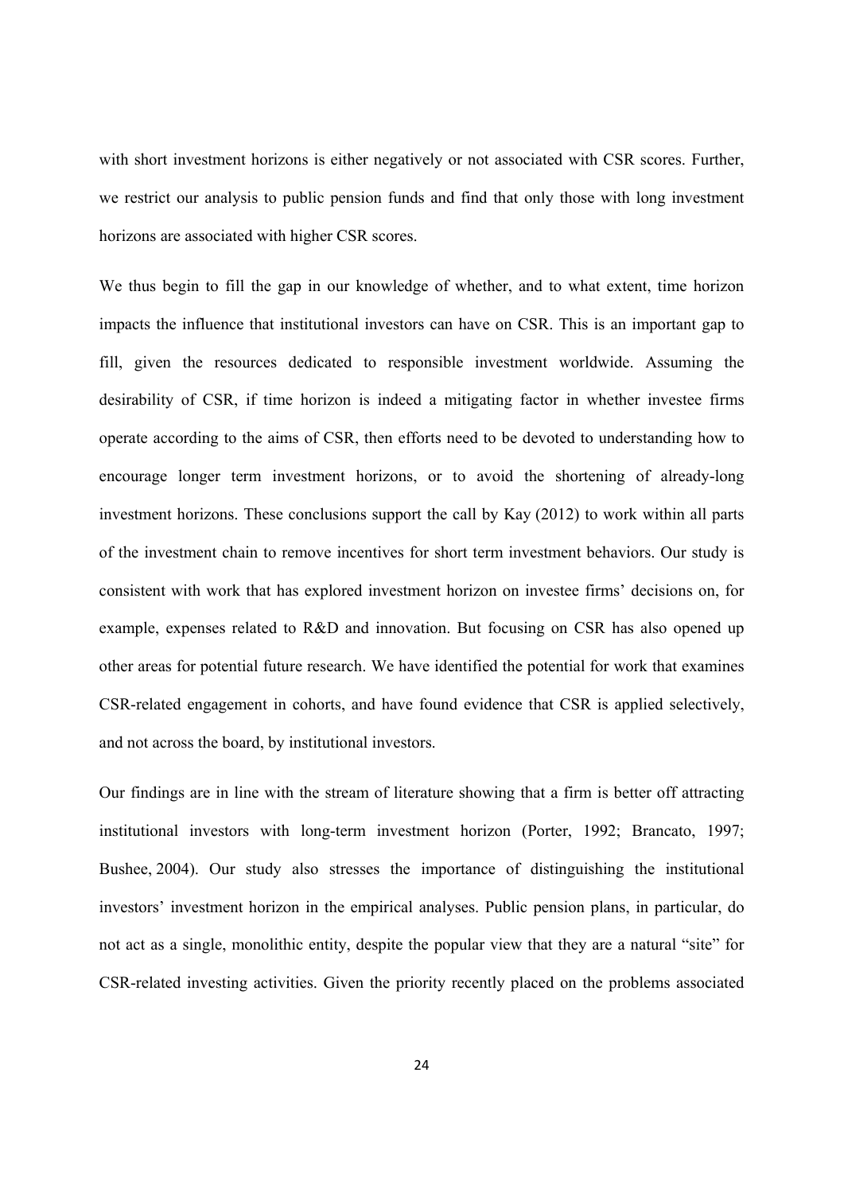with short investment horizons is either negatively or not associated with CSR scores. Further, we restrict our analysis to public pension funds and find that only those with long investment horizons are associated with higher CSR scores.

We thus begin to fill the gap in our knowledge of whether, and to what extent, time horizon impacts the influence that institutional investors can have on CSR. This is an important gap to fill, given the resources dedicated to responsible investment worldwide. Assuming the desirability of CSR, if time horizon is indeed a mitigating factor in whether investee firms operate according to the aims of CSR, then efforts need to be devoted to understanding how to encourage longer term investment horizons, or to avoid the shortening of already-long investment horizons. These conclusions support the call by Kay (2012) to work within all parts of the investment chain to remove incentives for short term investment behaviors. Our study is consistent with work that has explored investment horizon on investee firms' decisions on, for example, expenses related to R&D and innovation. But focusing on CSR has also opened up other areas for potential future research. We have identified the potential for work that examines CSR-related engagement in cohorts, and have found evidence that CSR is applied selectively, and not across the board, by institutional investors.

Our findings are in line with the stream of literature showing that a firm is better off attracting institutional investors with long-term investment horizon (Porter, 1992; Brancato, 1997; Bushee, 2004). Our study also stresses the importance of distinguishing the institutional investors' investment horizon in the empirical analyses. Public pension plans, in particular, do not act as a single, monolithic entity, despite the popular view that they are a natural "site" for CSR-related investing activities. Given the priority recently placed on the problems associated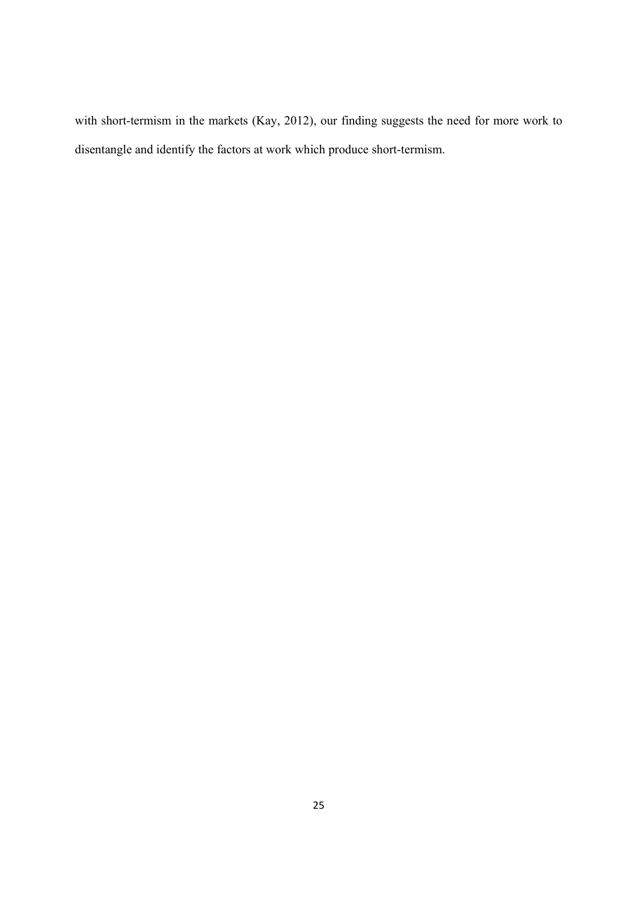with short-termism in the markets (Kay, 2012), our finding suggests the need for more work to disentangle and identify the factors at work which produce short-termism.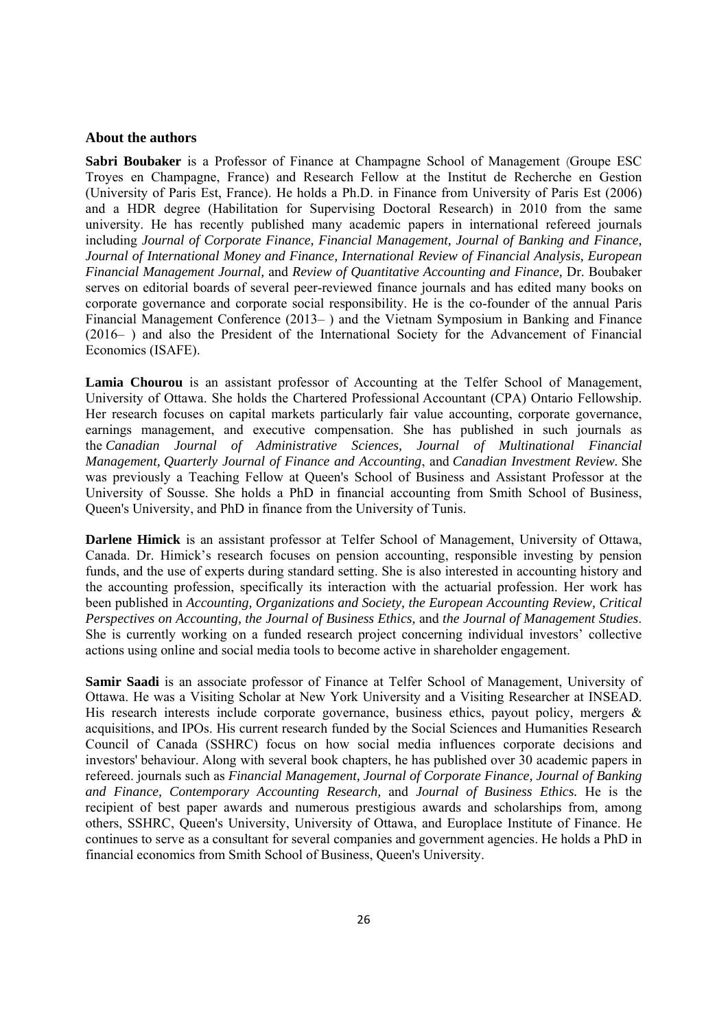### About the authors

**Sabri Boubaker** is a Professor of Finance at Champagne School of Management (Groupe ESC Troyes en Champagne, France) and Research Fellow at the Institut de Recherche en Gestion (University of Paris Est, France). He holds a Ph.D. in Finance from University of Paris Est (2006) and a HDR degree (Habilitation for Supervising Doctoral Research) in 2010 from the same university. He has recently published many academic papers in international refereed journals including *Journal of Corporate Finance, Financial Management, Journal of Banking and Finance, Journal of International Money and Finance, International Review of Financial Analysis, European Financial Management Journal,* and *Review of Quantitative Accounting and Finance,* Dr. Boubaker serves on editorial boards of several peer-reviewed finance journals and has edited many books on corporate governance and corporate social responsibility. He is the co-founder of the annual Paris Financial Management Conference (2013– ) and the Vietnam Symposium in Banking and Finance (2016– ) and also the President of the International Society for the Advancement of Financial Economics (ISAFE).

**Lamia Chourou** is an assistant professor of Accounting at the Telfer School of Management, University of Ottawa. She holds the Chartered Professional Accountant (CPA) Ontario Fellowship. Her research focuses on capital markets particularly fair value accounting, corporate governance, earnings management, and executive compensation. She has published in such journals as the *Canadian Journal of Administrative Sciences, Journal of Multinational Financial Management, Quarterly Journal of Finance and Accounting*, and *Canadian Investment Review.* She was previously a Teaching Fellow at Queen's School of Business and Assistant Professor at the University of Sousse. She holds a PhD in financial accounting from Smith School of Business, Queen's University, and PhD in finance from the University of Tunis.

**Darlene Himick** is an assistant professor at Telfer School of Management, University of Ottawa, Canada. Dr. Himick's research focuses on pension accounting, responsible investing by pension funds, and the use of experts during standard setting. She is also interested in accounting history and the accounting profession, specifically its interaction with the actuarial profession. Her work has been published in *Accounting, Organizations and Society, the European Accounting Review, Critical Perspectives on Accounting, the Journal of Business Ethics,* and *the Journal of Management Studies*. She is currently working on a funded research project concerning individual investors' collective actions using online and social media tools to become active in shareholder engagement.

**Samir Saadi** is an associate professor of Finance at Telfer School of Management, University of Ottawa. He was a Visiting Scholar at New York University and a Visiting Researcher at INSEAD. His research interests include corporate governance, business ethics, payout policy, mergers & acquisitions, and IPOs. His current research funded by the Social Sciences and Humanities Research Council of Canada (SSHRC) focus on how social media influences corporate decisions and investors' behaviour. Along with several book chapters, he has published over 30 academic papers in refereed. journals such as *Financial Management, Journal of Corporate Finance, Journal of Banking and Finance, Contemporary Accounting Research,* and *Journal of Business Ethics.* He is the recipient of best paper awards and numerous prestigious awards and scholarships from, among others, SSHRC, Queen's University, University of Ottawa, and Europlace Institute of Finance. He continues to serve as a consultant for several companies and government agencies. He holds a PhD in financial economics from Smith School of Business, Queen's University.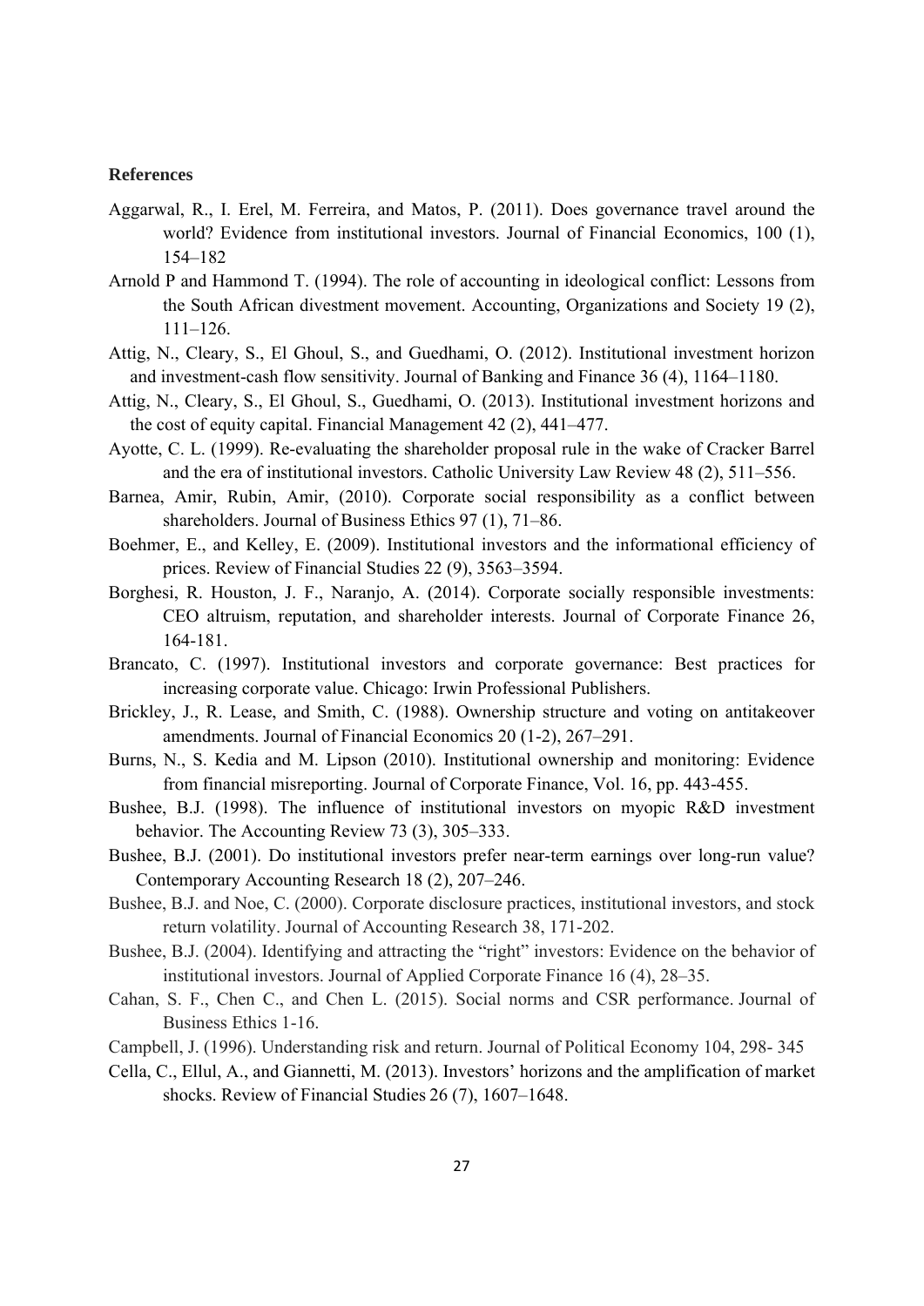**References**

Aggarwal, R., I. Erel, M. Ferreira, and Matos, P. (2011). Does governance travel around the world? Evidence from institutional investors. Journal of Financial Economics, 100 (1), 154–182

Arnold P and Hammond T. (1994). The role of accounting in ideological conflict: Lessons from the South African divestment movement. Accounting, Organizations and Society 19 (2), 111–126.

Attig, N., Cleary, S., El Ghoul, S., and Guedhami, O. (2012). Institutional investment horizon and investment-cash flow sensitivity. Journal of Banking and Finance 36 (4), 1164–1180.

Attig, N., Cleary, S., El Ghoul, S., Guedhami, O. (2013). Institutional investment horizons and the cost of equity capital. Financial Management 42 (2), 441–477.

Ayotte, C. L. (1999). Re-evaluating the shareholder proposal rule in the wake of Cracker Barrel and the era of institutional investors. Catholic University Law Review 48 (2), 511–556.

Barnea, Amir, Rubin, Amir, (2010). Corporate social responsibility as a conflict between shareholders. Journal of Business Ethics 97 (1), 71–86.

Boehmer, E., and Kelley, E. (2009). Institutional investors and the informational efficiency of prices. Review of Financial Studies 22 (9), 3563–3594.

Borghesi, R. Houston, J. F., Naranjo, A. (2014). Corporate socially responsible investments: CEO altruism, reputation, and shareholder interests. Journal of Corporate Finance 26, 164-181.

Brancato, C. (1997). Institutional investors and corporate governance: Best practices for increasing corporate value. Chicago: Irwin Professional Publishers.

Brickley, J., R. Lease, and Smith, C. (1988). Ownership structure and voting on antitakeover amendments. Journal of Financial Economics 20 (1-2), 267–291.

Burns, N., S. Kedia and M. Lipson (2010). Institutional ownership and monitoring: Evidence from financial misreporting. Journal of Corporate Finance, Vol. 16, pp. 443-455.

Bushee, B.J. (1998). The influence of institutional investors on myopic R&D investment behavior. The Accounting Review 73 (3), 305–333.

Bushee, B.J. (2001). Do institutional investors prefer near-term earnings over long-run value? Contemporary Accounting Research 18 (2), 207–246.

Bushee, B.J. and Noe, C. (2000). Corporate disclosure practices, institutional investors, and stock return volatility. Journal of Accounting Research 38, 171-202.

Bushee, B.J. (2004). Identifying and attracting the "right" investors: Evidence on the behavior of institutional investors. Journal of Applied Corporate Finance 16 (4), 28–35.

Cahan, S. F., Chen C., and Chen L. (2015). Social norms and CSR performance. Journal of Business Ethics 1-16.

Campbell, J. (1996). Understanding risk and return. Journal of Political Economy 104, 298- 345

Cella, C., Ellul, A., and Giannetti, M. (2013). Investors' horizons and the amplification of market shocks. Review of Financial Studies 26 (7), 1607–1648.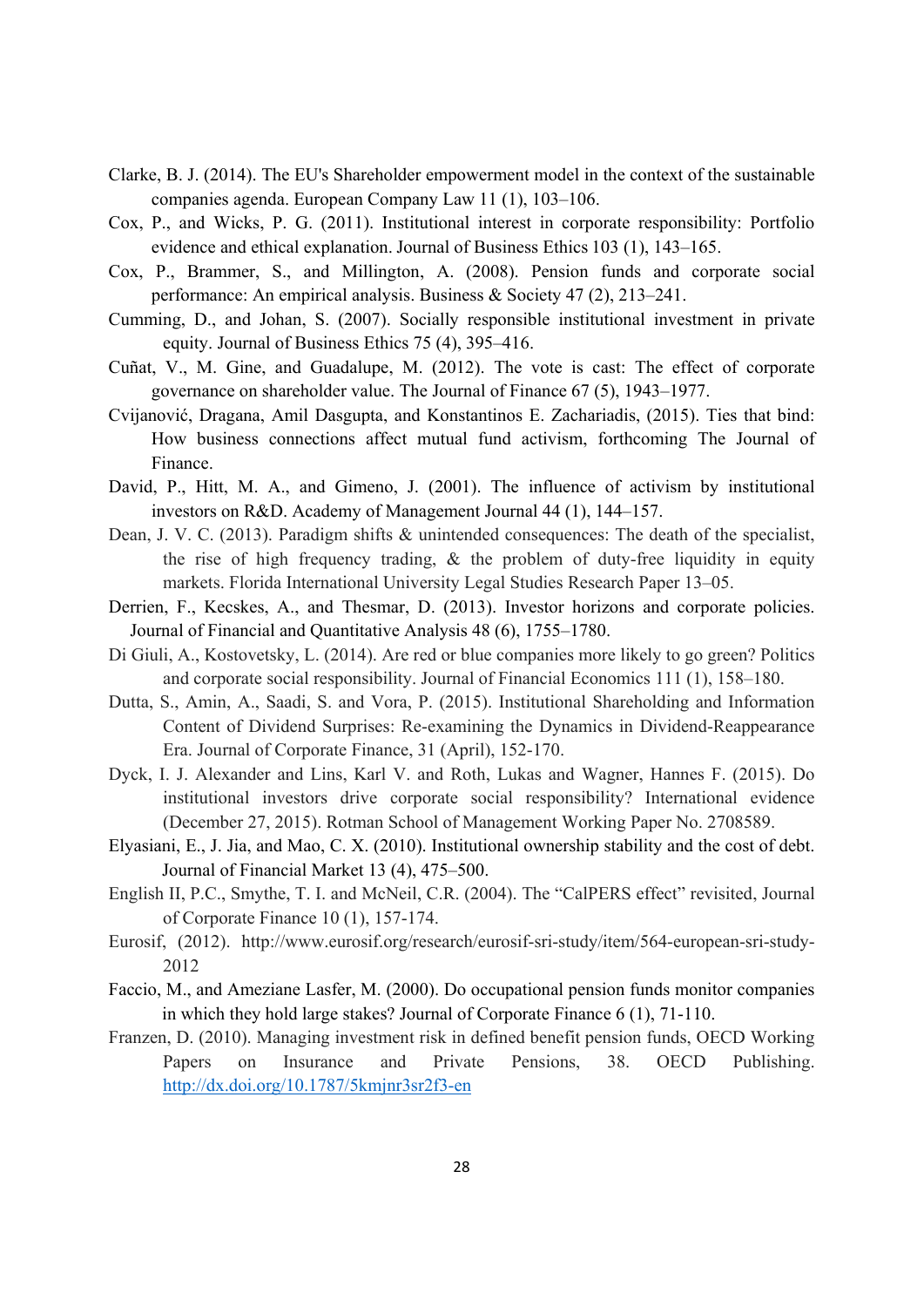Clarke, B. J. (2014). The EU's Shareholder empowerment model in the context of the sustainable companies agenda. European Company Law 11 (1), 103–106.

Cox, P., and Wicks, P. G. (2011). Institutional interest in corporate responsibility: Portfolio evidence and ethical explanation. Journal of Business Ethics 103 (1), 143–165.

Cox, P., Brammer, S., and Millington, A. (2008). Pension funds and corporate social performance: An empirical analysis. Business & Society 47 (2), 213–241.

Cumming, D., and Johan, S. (2007). Socially responsible institutional investment in private equity. Journal of Business Ethics 75 (4), 395–416.

Cuñat, V., M. Gine, and Guadalupe, M. (2012). The vote is cast: The effect of corporate governance on shareholder value. The Journal of Finance 67 (5), 1943–1977.

Cvijanović, Dragana, Amil Dasgupta, and Konstantinos E. Zachariadis, (2015). Ties that bind: How business connections affect mutual fund activism, forthcoming The Journal of Finance.

David, P., Hitt, M. A., and Gimeno, J. (2001). The influence of activism by institutional investors on R&D. Academy of Management Journal 44 (1), 144–157.

Dean, J. V. C. (2013). Paradigm shifts & unintended consequences: The death of the specialist, the rise of high frequency trading, & the problem of duty-free liquidity in equity markets. Florida International University Legal Studies Research Paper 13–05.

Derrien, F., Kecskes, A., and Thesmar, D. (2013). Investor horizons and corporate policies. Journal of Financial and Quantitative Analysis 48 (6), 1755–1780.

Di Giuli, A., Kostovetsky, L. (2014). Are red or blue companies more likely to go green? Politics and corporate social responsibility. Journal of Financial Economics 111 (1), 158–180.

Dutta, S., Amin, A., Saadi, S. and Vora, P. (2015). Institutional Shareholding and Information Content of Dividend Surprises: Re-examining the Dynamics in Dividend-Reappearance Era. Journal of Corporate Finance, 31 (April), 152-170.

Dyck, I. J. Alexander and Lins, Karl V. and Roth, Lukas and Wagner, Hannes F. (2015). Do institutional investors drive corporate social responsibility? International evidence (December 27, 2015). Rotman School of Management Working Paper No. 2708589.

Elyasiani, E., J. Jia, and Mao, C. X. (2010). Institutional ownership stability and the cost of debt. Journal of Financial Market 13 (4), 475–500.

English II, P.C., Smythe, T. I. and McNeil, C.R. (2004). The "CalPERS effect" revisited, Journal of Corporate Finance 10 (1), 157-174.

Eurosif, (2012). http://www.eurosif.org/research/eurosif-sri-study/item/564-european-sri-study-2012

Faccio, M., and Ameziane Lasfer, M. (2000). Do occupational pension funds monitor companies in which they hold large stakes? Journal of Corporate Finance 6 (1), 71-110.

Franzen, D. (2010). Managing investment risk in defined benefit pension funds, OECD Working Papers on Insurance and Private Pensions, 38. OECD Publishing. http://dx.doi.org/10.1787/5kmjnr3sr2f3-en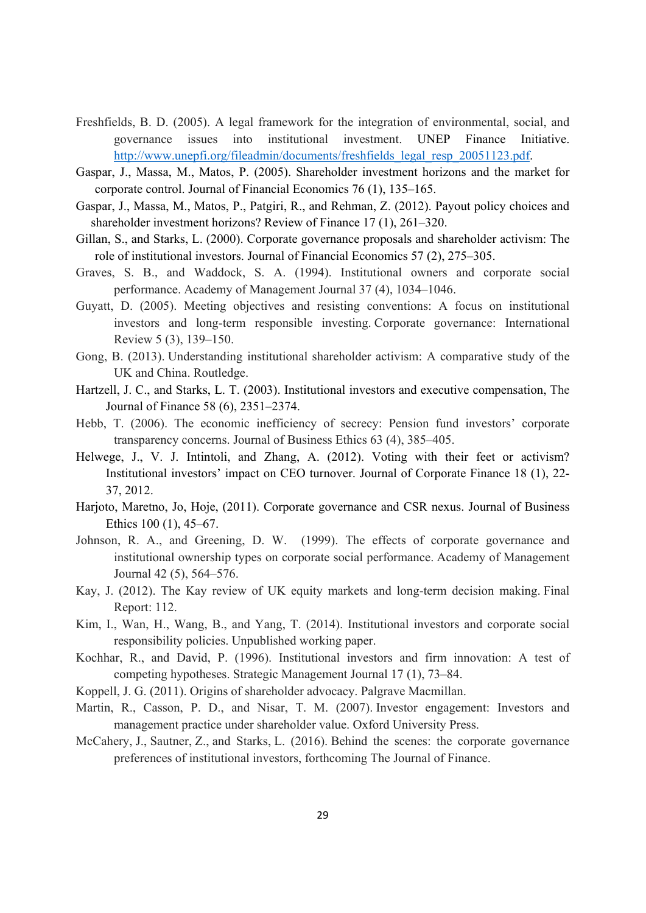Freshfields, B. D. (2005). A legal framework for the integration of environmental, social, and governance issues into institutional investment. UNEP Finance Initiative. http://www.unepfi.org/fileadmin/documents/freshfields_legal_resp_20051123.pdf.

Gaspar, J., Massa, M., Matos, P. (2005). Shareholder investment horizons and the market for corporate control. Journal of Financial Economics 76 (1), 135–165.

Gaspar, J., Massa, M., Matos, P., Patgiri, R., and Rehman, Z. (2012). Payout policy choices and shareholder investment horizons? Review of Finance 17 (1), 261–320.

Gillan, S., and Starks, L. (2000). Corporate governance proposals and shareholder activism: The role of institutional investors. Journal of Financial Economics 57 (2), 275–305.

Graves, S. B., and Waddock, S. A. (1994). Institutional owners and corporate social performance. Academy of Management Journal 37 (4), 1034–1046.

Guyatt, D. (2005). Meeting objectives and resisting conventions: A focus on institutional investors and long-term responsible investing. Corporate governance: International Review 5 (3), 139–150.

Gong, B. (2013). Understanding institutional shareholder activism: A comparative study of the UK and China. Routledge.

Hartzell, J. C., and Starks, L. T. (2003). Institutional investors and executive compensation, The Journal of Finance 58 (6), 2351–2374.

Hebb, T. (2006). The economic inefficiency of secrecy: Pension fund investors' corporate transparency concerns. Journal of Business Ethics 63 (4), 385–405.

Helwege, J., V. J. Intintoli, and Zhang, A. (2012). Voting with their feet or activism? Institutional investors' impact on CEO turnover. Journal of Corporate Finance 18 (1), 22-37, 2012.

Harjoto, Maretno, Jo, Hoje, (2011). Corporate governance and CSR nexus. Journal of Business Ethics 100 (1), 45–67.

Johnson, R. A., and Greening, D. W. (1999). The effects of corporate governance and institutional ownership types on corporate social performance. Academy of Management Journal 42 (5), 564–576.

Kay, J. (2012). The Kay review of UK equity markets and long-term decision making. Final Report: 112.

Kim, I., Wan, H., Wang, B., and Yang, T. (2014). Institutional investors and corporate social responsibility policies. Unpublished working paper.

Kochhar, R., and David, P. (1996). Institutional investors and firm innovation: A test of competing hypotheses. Strategic Management Journal 17 (1), 73–84.

Koppell, J. G. (2011). Origins of shareholder advocacy. Palgrave Macmillan.

Martin, R., Casson, P. D., and Nisar, T. M. (2007). Investor engagement: Investors and management practice under shareholder value. Oxford University Press.

McCahery, J., Sautner, Z., and Starks, L. (2016). Behind the scenes: the corporate governance preferences of institutional investors, forthcoming The Journal of Finance.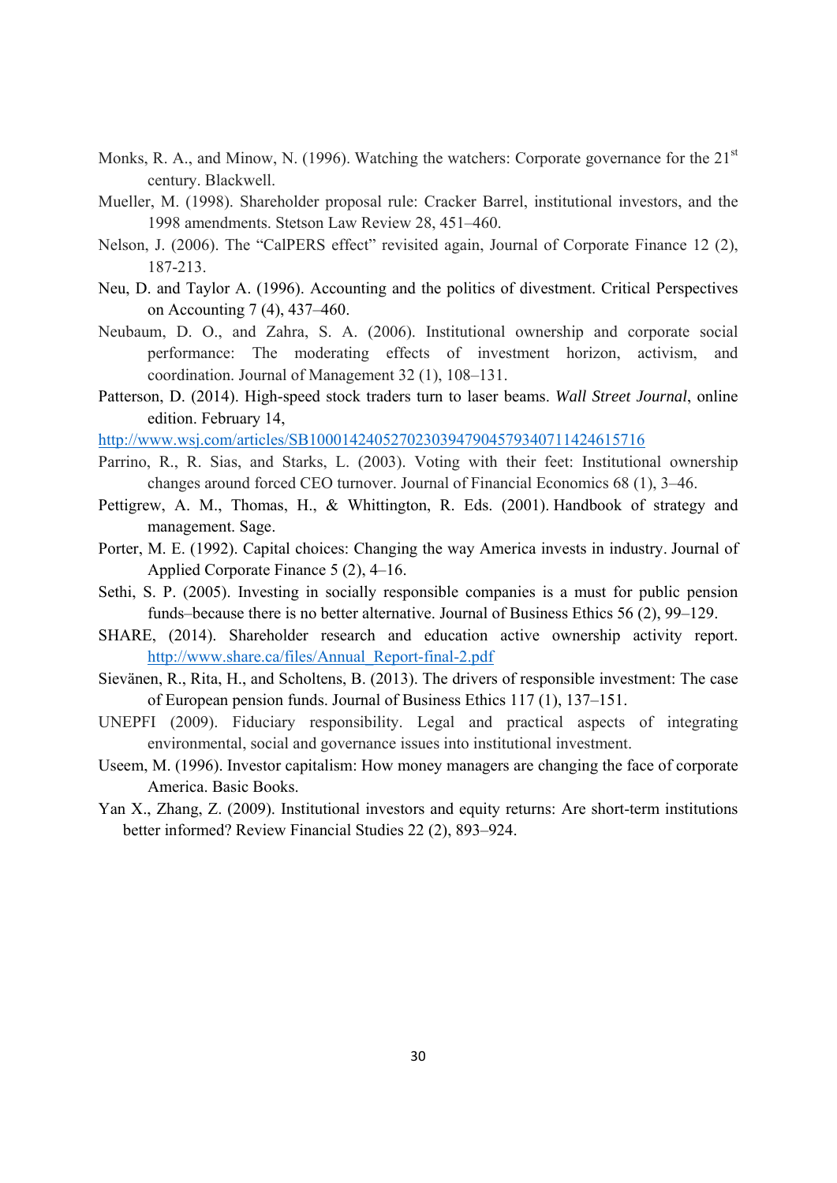Monks, R. A., and Minow, N. (1996). Watching the watchers: Corporate governance for the 21st century. Blackwell.

Mueller, M. (1998). Shareholder proposal rule: Cracker Barrel, institutional investors, and the 1998 amendments. Stetson Law Review 28, 451–460.

Nelson, J. (2006). The "CalPERS effect" revisited again, Journal of Corporate Finance 12 (2), 187-213.

Neu, D. and Taylor A. (1996). Accounting and the politics of divestment. Critical Perspectives on Accounting 7 (4), 437–460.

Neubaum, D. O., and Zahra, S. A. (2006). Institutional ownership and corporate social performance: The moderating effects of investment horizon, activism, and coordination. Journal of Management 32 (1), 108–131.

Patterson, D. (2014). High-speed stock traders turn to laser beams. *Wall Street Journal*, online edition. February 14,
http://www.wsj.com/articles/SB10001424052702303947904579340711424615716

Parrino, R., R. Sias, and Starks, L. (2003). Voting with their feet: Institutional ownership changes around forced CEO turnover. Journal of Financial Economics 68 (1), 3–46.

Pettigrew, A. M., Thomas, H., & Whittington, R. Eds. (2001). Handbook of strategy and management. Sage.

Porter, M. E. (1992). Capital choices: Changing the way America invests in industry. Journal of Applied Corporate Finance 5 (2), 4–16.

Sethi, S. P. (2005). Investing in socially responsible companies is a must for public pension funds–because there is no better alternative. Journal of Business Ethics 56 (2), 99–129.

SHARE, (2014). Shareholder research and education active ownership activity report. http://www.share.ca/files/Annual_Report-final-2.pdf

Sievänen, R., Rita, H., and Scholtens, B. (2013). The drivers of responsible investment: The case of European pension funds. Journal of Business Ethics 117 (1), 137–151.

UNEPFI (2009). Fiduciary responsibility. Legal and practical aspects of integrating environmental, social and governance issues into institutional investment.

Useem, M. (1996). Investor capitalism: How money managers are changing the face of corporate America. Basic Books.

Yan X., Zhang, Z. (2009). Institutional investors and equity returns: Are short-term institutions better informed? Review Financial Studies 22 (2), 893–924.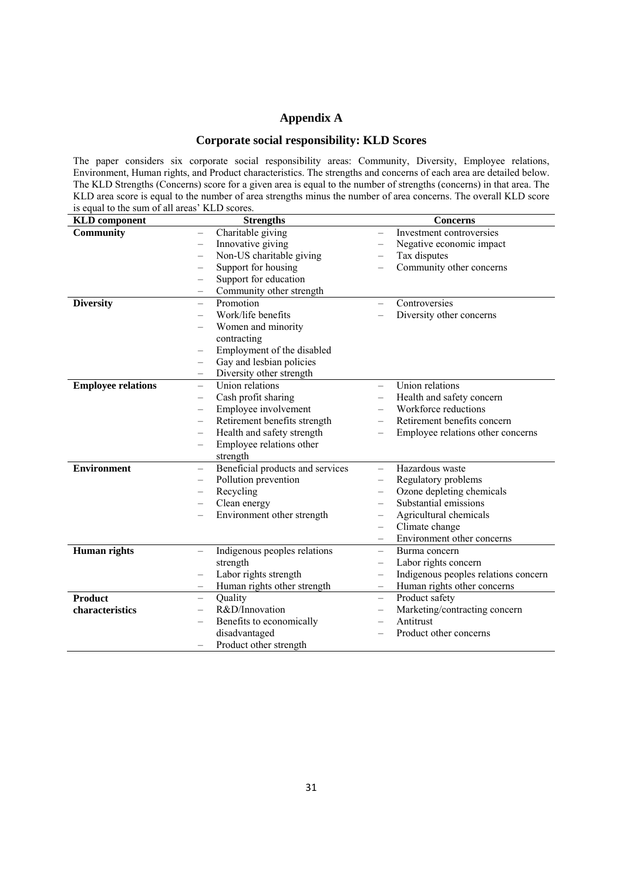# Appendix A

## Corporate social responsibility: KLD Scores

The paper considers six corporate social responsibility areas: Community, Diversity, Employee relations, Environment, Human rights, and Product characteristics. The strengths and concerns of each area are detailed below. The KLD Strengths (Concerns) score for a given area is equal to the number of strengths (concerns) in that area. The KLD area score is equal to the number of area strengths minus the number of area concerns. The overall KLD score is equal to the sum of all areas' KLD scores.

| KLD component | Strengths | Concerns |
|---|---|---|
| **Community** | – Charitable giving<br>– Innovative giving<br>– Non-US charitable giving<br>– Support for housing<br>– Support for education<br>– Community other strength | – Investment controversies<br>– Negative economic impact<br>– Tax disputes<br>– Community other concerns |
| **Diversity** | – Promotion<br>– Work/life benefits<br>– Women and minority contracting<br>– Employment of the disabled<br>– Gay and lesbian policies<br>– Diversity other strength | – Controversies<br>– Diversity other concerns |
| **Employee relations** | – Union relations<br>– Cash profit sharing<br>– Employee involvement<br>– Retirement benefits strength<br>– Health and safety strength<br>– Employee relations other strength | – Union relations<br>– Health and safety concern<br>– Workforce reductions<br>– Retirement benefits concern<br>– Employee relations other concerns |
| **Environment** | – Beneficial products and services<br>– Pollution prevention<br>– Recycling<br>– Clean energy<br>– Environment other strength | – Hazardous waste<br>– Regulatory problems<br>– Ozone depleting chemicals<br>– Substantial emissions<br>– Agricultural chemicals<br>– Climate change<br>– Environment other concerns |
| **Human rights** | – Indigenous peoples relations strength<br>– Labor rights strength<br>– Human rights other strength | – Burma concern<br>– Labor rights concern<br>– Indigenous peoples relations concern<br>– Human rights other concerns |
| **Product characteristics** | – Quality<br>– R&D/Innovation<br>– Benefits to economically disadvantaged<br>– Product other strength | – Product safety<br>– Marketing/contracting concern<br>– Antitrust<br>– Product other concerns |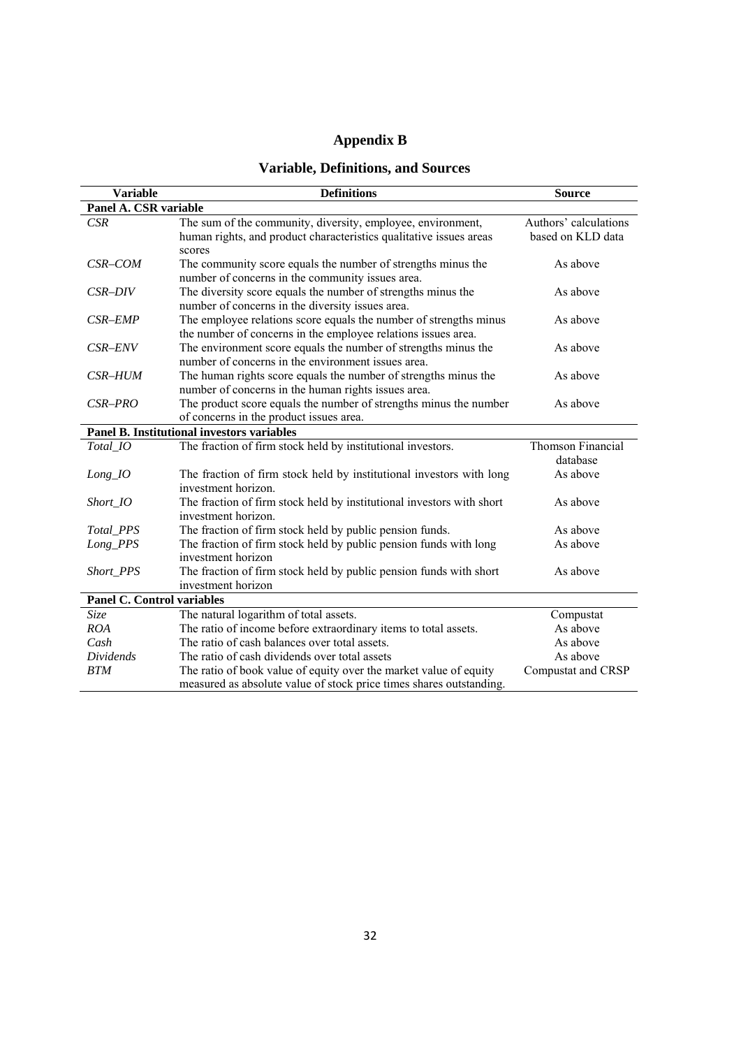# Appendix B

## Variable, Definitions, and Sources

| Variable | Definitions | Source |
|---|---|---|
| **Panel A. CSR variable** | | |
| *CSR* | The sum of the community, diversity, employee, environment, human rights, and product characteristics qualitative issues areas scores | Authors' calculations based on KLD data |
| *CSR–COM* | The community score equals the number of strengths minus the number of concerns in the community issues area. | As above |
| *CSR–DIV* | The diversity score equals the number of strengths minus the number of concerns in the diversity issues area. | As above |
| *CSR–EMP* | The employee relations score equals the number of strengths minus the number of concerns in the employee relations issues area. | As above |
| *CSR–ENV* | The environment score equals the number of strengths minus the number of concerns in the environment issues area. | As above |
| *CSR–HUM* | The human rights score equals the number of strengths minus the number of concerns in the human rights issues area. | As above |
| *CSR–PRO* | The product score equals the number of strengths minus the number of concerns in the product issues area. | As above |
| **Panel B. Institutional investors variables** | | |
| *Total_IO* | The fraction of firm stock held by institutional investors. | Thomson Financial database |
| *Long_IO* | The fraction of firm stock held by institutional investors with long investment horizon. | As above |
| *Short_IO* | The fraction of firm stock held by institutional investors with short investment horizon. | As above |
| *Total_PPS* | The fraction of firm stock held by public pension funds. | As above |
| *Long_PPS* | The fraction of firm stock held by public pension funds with long investment horizon | As above |
| *Short_PPS* | The fraction of firm stock held by public pension funds with short investment horizon | As above |
| **Panel C. Control variables** | | |
| *Size* | The natural logarithm of total assets. | Compustat |
| *ROA* | The ratio of income before extraordinary items to total assets. | As above |
| *Cash* | The ratio of cash balances over total assets. | As above |
| *Dividends* | The ratio of cash dividends over total assets | As above |
| *BTM* | The ratio of book value of equity over the market value of equity measured as absolute value of stock price times shares outstanding. | Compustat and CRSP |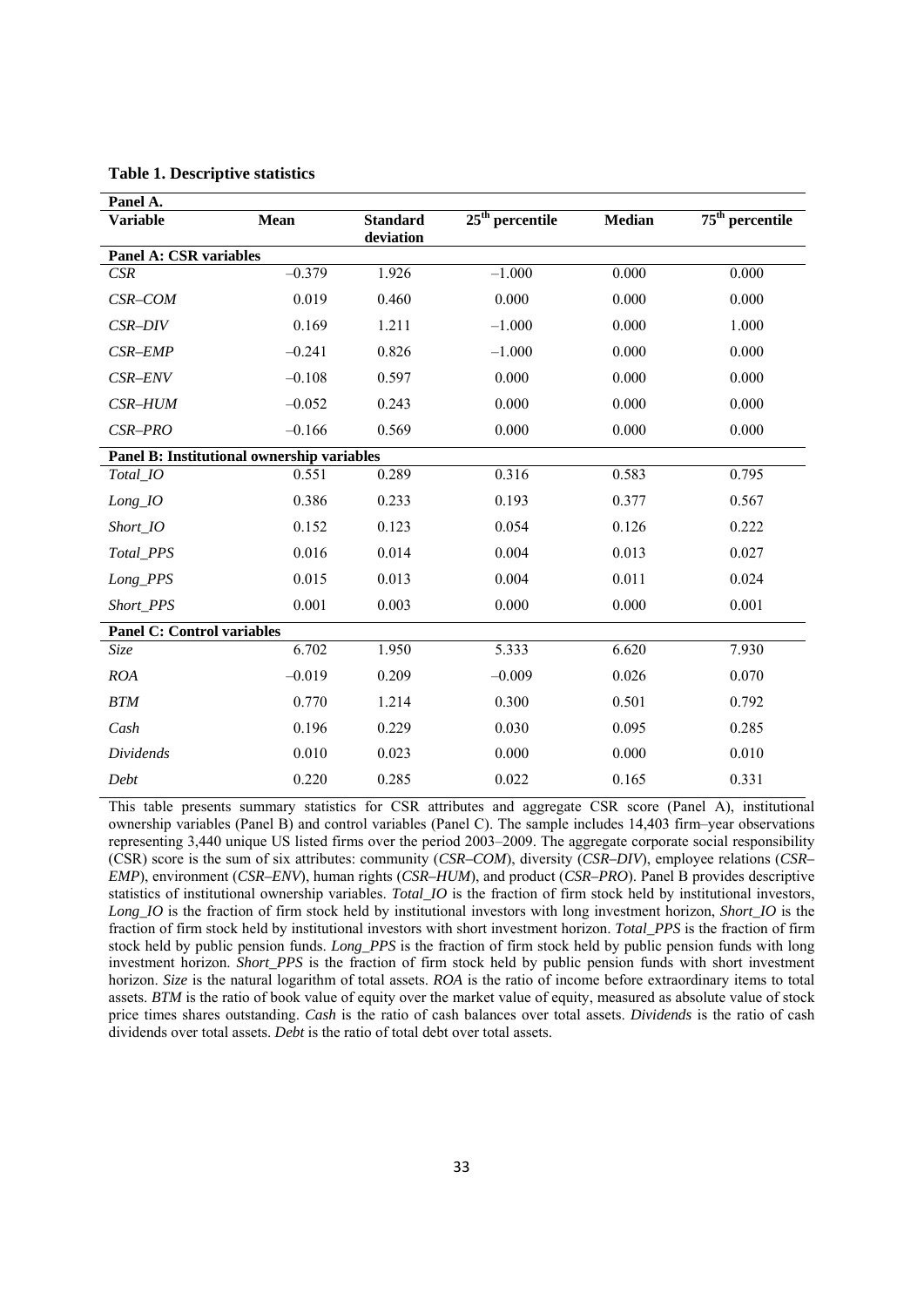**Table 1. Descriptive statistics**

| Variable | Mean | Standard deviation | $25^{th}$ percentile | Median | $75^{th}$ percentile |
|---|---|---|---|---|---|
| **Panel A: CSR variables** | | | | | |
| *CSR* | –0.379 | 1.926 | –1.000 | 0.000 | 0.000 |
| *CSR–COM* | 0.019 | 0.460 | 0.000 | 0.000 | 0.000 |
| *CSR–DIV* | 0.169 | 1.211 | –1.000 | 0.000 | 1.000 |
| *CSR–EMP* | –0.241 | 0.826 | –1.000 | 0.000 | 0.000 |
| *CSR–ENV* | –0.108 | 0.597 | 0.000 | 0.000 | 0.000 |
| *CSR–HUM* | –0.052 | 0.243 | 0.000 | 0.000 | 0.000 |
| *CSR–PRO* | –0.166 | 0.569 | 0.000 | 0.000 | 0.000 |
| **Panel B: Institutional ownership variables** | | | | | |
| *Total_IO* | 0.551 | 0.289 | 0.316 | 0.583 | 0.795 |
| *Long_IO* | 0.386 | 0.233 | 0.193 | 0.377 | 0.567 |
| *Short_IO* | 0.152 | 0.123 | 0.054 | 0.126 | 0.222 |
| *Total_PPS* | 0.016 | 0.014 | 0.004 | 0.013 | 0.027 |
| *Long_PPS* | 0.015 | 0.013 | 0.004 | 0.011 | 0.024 |
| *Short_PPS* | 0.001 | 0.003 | 0.000 | 0.000 | 0.001 |
| **Panel C: Control variables** | | | | | |
| *Size* | 6.702 | 1.950 | 5.333 | 6.620 | 7.930 |
| *ROA* | –0.019 | 0.209 | –0.009 | 0.026 | 0.070 |
| *BTM* | 0.770 | 1.214 | 0.300 | 0.501 | 0.792 |
| *Cash* | 0.196 | 0.229 | 0.030 | 0.095 | 0.285 |
| *Dividends* | 0.010 | 0.023 | 0.000 | 0.000 | 0.010 |
| *Debt* | 0.220 | 0.285 | 0.022 | 0.165 | 0.331 |

This table presents summary statistics for CSR attributes and aggregate CSR score (Panel A), institutional ownership variables (Panel B) and control variables (Panel C). The sample includes 14,403 firm–year observations representing 3,440 unique US listed firms over the period 2003–2009. The aggregate corporate social responsibility (CSR) score is the sum of six attributes: community (*CSR–COM*), diversity (*CSR–DIV*), employee relations (*CSR–EMP*), environment (*CSR–ENV*), human rights (*CSR–HUM*), and product (*CSR–PRO*). Panel B provides descriptive statistics of institutional ownership variables. *Total_IO* is the fraction of firm stock held by institutional investors, *Long_IO* is the fraction of firm stock held by institutional investors with long investment horizon, *Short_IO* is the fraction of firm stock held by institutional investors with short investment horizon. *Total_PPS* is the fraction of firm stock held by public pension funds. *Long_PPS* is the fraction of firm stock held by public pension funds with long investment horizon. *Short_PPS* is the fraction of firm stock held by public pension funds with short investment horizon. *Size* is the natural logarithm of total assets. *ROA* is the ratio of income before extraordinary items to total assets. *BTM* is the ratio of book value of equity over the market value of equity, measured as absolute value of stock price times shares outstanding. *Cash* is the ratio of cash balances over total assets. *Dividends* is the ratio of cash dividends over total assets. *Debt* is the ratio of total debt over total assets.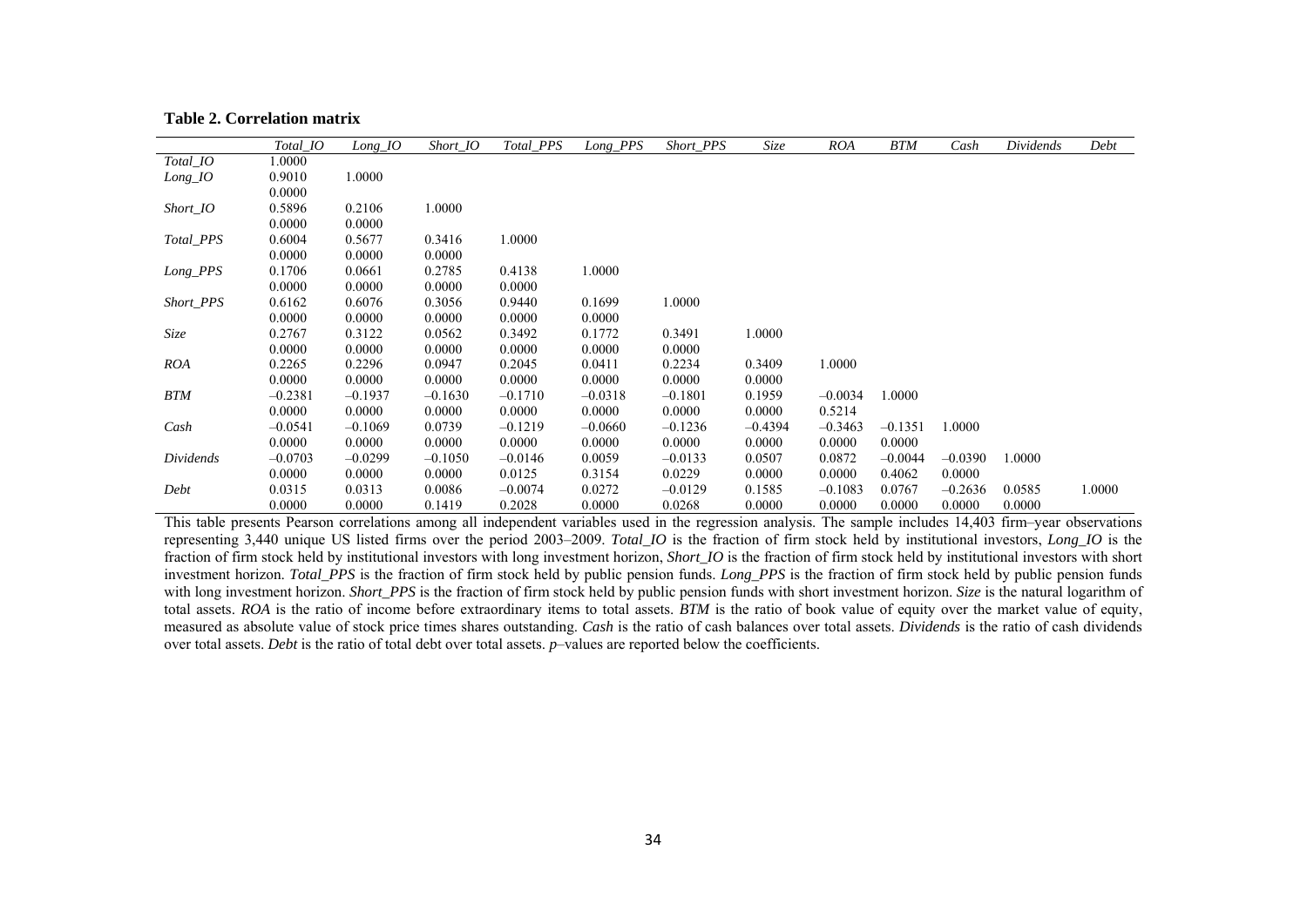**Table 2. Correlation matrix**

| | *Total_IO* | *Long_IO* | *Short_IO* | *Total_PPS* | *Long_PPS* | *Short_PPS* | *Size* | *ROA* | *BTM* | *Cash* | *Dividends* | *Debt* |
|---|---|---|---|---|---|---|---|---|---|---|---|---|
| *Total_IO* | 1.0000 | | | | | | | | | | | |
| *Long_IO* | 0.9010 | 1.0000 | | | | | | | | | | |
| | 0.0000 | | | | | | | | | | | |
| *Short_IO* | 0.5896 | 0.2106 | 1.0000 | | | | | | | | | |
| | 0.0000 | 0.0000 | | | | | | | | | | |
| *Total_PPS* | 0.6004 | 0.5677 | 0.3416 | 1.0000 | | | | | | | | |
| | 0.0000 | 0.0000 | 0.0000 | | | | | | | | | |
| *Long_PPS* | 0.1706 | 0.0661 | 0.2785 | 0.4138 | 1.0000 | | | | | | | |
| | 0.0000 | 0.0000 | 0.0000 | 0.0000 | | | | | | | | |
| *Short_PPS* | 0.6162 | 0.6076 | 0.3056 | 0.9440 | 0.1699 | 1.0000 | | | | | | |
| | 0.0000 | 0.0000 | 0.0000 | 0.0000 | 0.0000 | | | | | | | |
| *Size* | 0.2767 | 0.3122 | 0.0562 | 0.3492 | 0.1772 | 0.3491 | 1.0000 | | | | | |
| | 0.0000 | 0.0000 | 0.0000 | 0.0000 | 0.0000 | 0.0000 | | | | | | |
| *ROA* | 0.2265 | 0.2296 | 0.0947 | 0.2045 | 0.0411 | 0.2234 | 0.3409 | 1.0000 | | | | |
| | 0.0000 | 0.0000 | 0.0000 | 0.0000 | 0.0000 | 0.0000 | 0.0000 | | | | | |
| *BTM* | –0.2381 | –0.1937 | –0.1630 | –0.1710 | –0.0318 | –0.1801 | 0.1959 | –0.0034 | 1.0000 | | | |
| | 0.0000 | 0.0000 | 0.0000 | 0.0000 | 0.0000 | 0.0000 | 0.0000 | 0.5214 | | | | |
| *Cash* | –0.0541 | –0.1069 | 0.0739 | –0.1219 | –0.0660 | –0.1236 | –0.4394 | –0.3463 | –0.1351 | 1.0000 | | |
| | 0.0000 | 0.0000 | 0.0000 | 0.0000 | 0.0000 | 0.0000 | 0.0000 | 0.0000 | 0.0000 | | | |
| *Dividends* | –0.0703 | –0.0299 | –0.1050 | –0.0146 | 0.0059 | –0.0133 | 0.0507 | 0.0872 | –0.0044 | –0.0390 | 1.0000 | |
| | 0.0000 | 0.0000 | 0.0000 | 0.0125 | 0.3154 | 0.0229 | 0.0000 | 0.0000 | 0.4062 | 0.0000 | | |
| *Debt* | 0.0315 | 0.0313 | 0.0086 | –0.0074 | 0.0272 | –0.0129 | 0.1585 | –0.1083 | 0.0767 | –0.2636 | 0.0585 | 1.0000 |
| | 0.0000 | 0.0000 | 0.1419 | 0.2028 | 0.0000 | 0.0268 | 0.0000 | 0.0000 | 0.0000 | 0.0000 | 0.0000 | |

This table presents Pearson correlations among all independent variables used in the regression analysis. The sample includes 14,403 firm–year observations representing 3,440 unique US listed firms over the period 2003–2009. *Total_IO* is the fraction of firm stock held by institutional investors, *Long_IO* is the fraction of firm stock held by institutional investors with long investment horizon, *Short_IO* is the fraction of firm stock held by institutional investors with short investment horizon. *Total_PPS* is the fraction of firm stock held by public pension funds. *Long_PPS* is the fraction of firm stock held by public pension funds with long investment horizon. *Short_PPS* is the fraction of firm stock held by public pension funds with short investment horizon. *Size* is the natural logarithm of total assets. *ROA* is the ratio of income before extraordinary items to total assets. *BTM* is the ratio of book value of equity over the market value of equity, measured as absolute value of stock price times shares outstanding. *Cash* is the ratio of cash balances over total assets. *Dividends* is the ratio of cash dividends over total assets. *Debt* is the ratio of total debt over total assets. *p*–values are reported below the coefficients.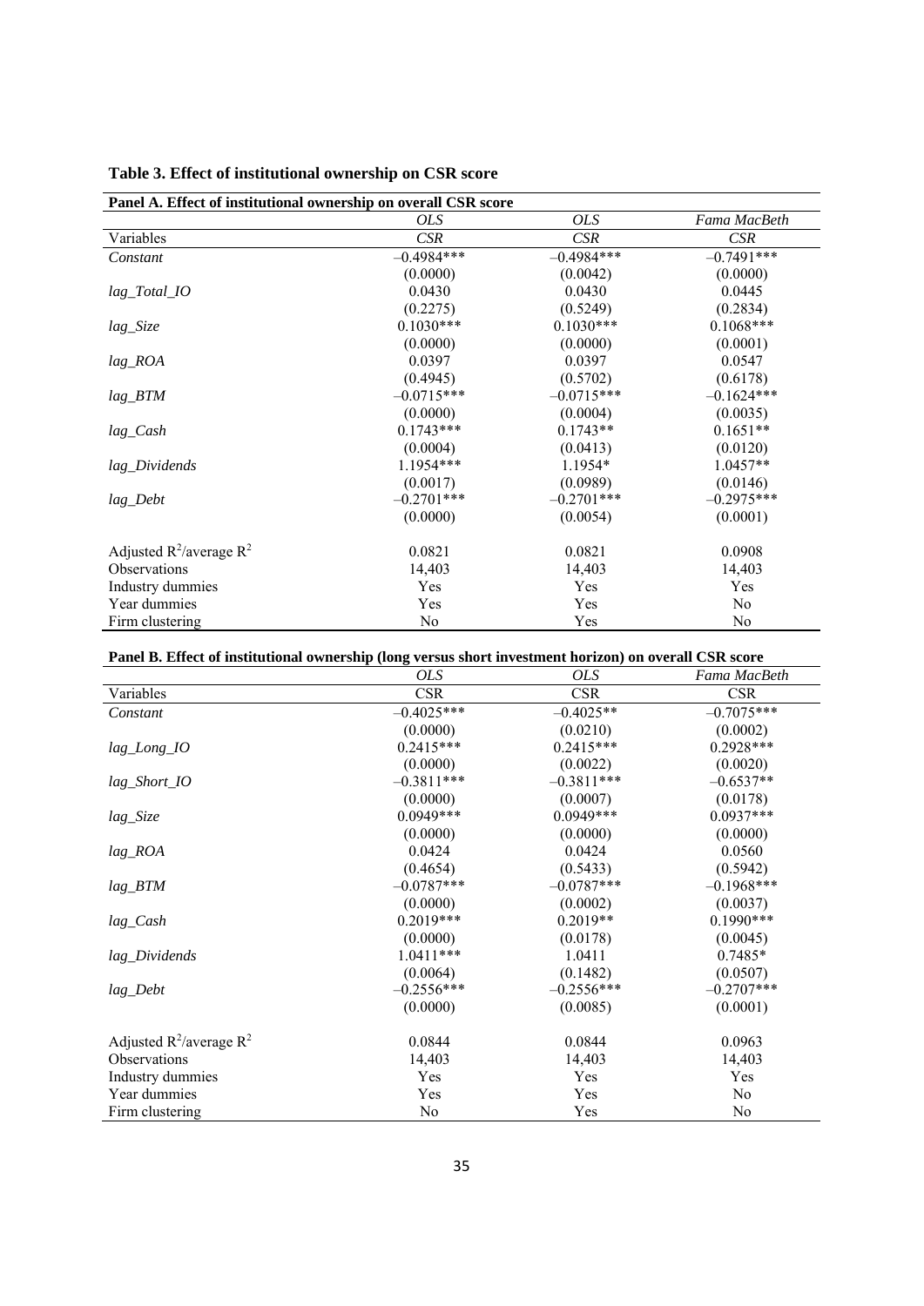**Table 3. Effect of institutional ownership on CSR score**

**Panel A. Effect of institutional ownership on overall CSR score**

| | *OLS* | *OLS* | *Fama MacBeth* |
|---|---|---|---|
| Variables | *CSR* | *CSR* | *CSR* |
| *Constant* | −0.4984*** | −0.4984*** | −0.7491*** |
| | (0.0000) | (0.0042) | (0.0000) |
| *lag_Total_IO* | 0.0430 | 0.0430 | 0.0445 |
| | (0.2275) | (0.5249) | (0.2834) |
| *lag_Size* | 0.1030*** | 0.1030*** | 0.1068*** |
| | (0.0000) | (0.0000) | (0.0001) |
| *lag_ROA* | 0.0397 | 0.0397 | 0.0547 |
| | (0.4945) | (0.5702) | (0.6178) |
| *lag_BTM* | −0.0715*** | −0.0715*** | −0.1624*** |
| | (0.0000) | (0.0004) | (0.0035) |
| *lag_Cash* | 0.1743*** | 0.1743** | 0.1651** |
| | (0.0004) | (0.0413) | (0.0120) |
| *lag_Dividends* | 1.1954*** | 1.1954* | 1.0457** |
| | (0.0017) | (0.0989) | (0.0146) |
| *lag_Debt* | −0.2701*** | −0.2701*** | −0.2975*** |
| | (0.0000) | (0.0054) | (0.0001) |
| Adjusted $R^2$/average $R^2$ | 0.0821 | 0.0821 | 0.0908 |
| Observations | 14,403 | 14,403 | 14,403 |
| Industry dummies | Yes | Yes | Yes |
| Year dummies | Yes | Yes | No |
| Firm clustering | No | Yes | No |

**Panel B. Effect of institutional ownership (long versus short investment horizon) on overall CSR score**

| | *OLS* | *OLS* | *Fama MacBeth* |
|---|---|---|---|
| Variables | CSR | CSR | CSR |
| *Constant* | −0.4025*** | −0.4025** | −0.7075*** |
| | (0.0000) | (0.0210) | (0.0002) |
| *lag_Long_IO* | 0.2415*** | 0.2415*** | 0.2928*** |
| | (0.0000) | (0.0022) | (0.0020) |
| *lag_Short_IO* | −0.3811*** | −0.3811*** | −0.6537** |
| | (0.0000) | (0.0007) | (0.0178) |
| *lag_Size* | 0.0949*** | 0.0949*** | 0.0937*** |
| | (0.0000) | (0.0000) | (0.0000) |
| *lag_ROA* | 0.0424 | 0.0424 | 0.0560 |
| | (0.4654) | (0.5433) | (0.5942) |
| *lag_BTM* | −0.0787*** | −0.0787*** | −0.1968*** |
| | (0.0000) | (0.0002) | (0.0037) |
| *lag_Cash* | 0.2019*** | 0.2019** | 0.1990*** |
| | (0.0000) | (0.0178) | (0.0045) |
| *lag_Dividends* | 1.0411*** | 1.0411 | 0.7485* |
| | (0.0064) | (0.1482) | (0.0507) |
| *lag_Debt* | −0.2556*** | −0.2556*** | −0.2707*** |
| | (0.0000) | (0.0085) | (0.0001) |
| Adjusted $R^2$/average $R^2$ | 0.0844 | 0.0844 | 0.0963 |
| Observations | 14,403 | 14,403 | 14,403 |
| Industry dummies | Yes | Yes | Yes |
| Year dummies | Yes | Yes | No |
| Firm clustering | No | Yes | No |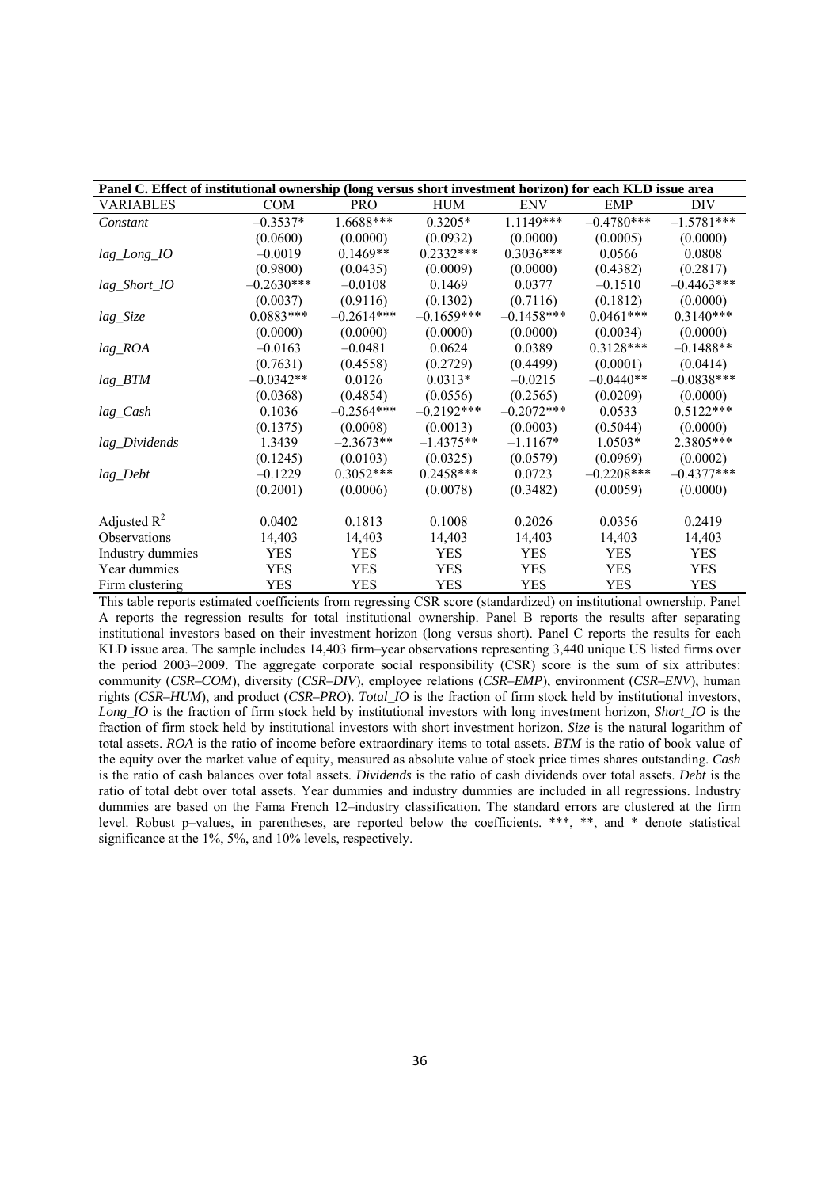| Panel C. Effect of institutional ownership (long versus short investment horizon) for each KLD issue area | | | | | | |
|---|---|---|---|---|---|---|
| VARIABLES | COM | PRO | HUM | ENV | EMP | DIV |
| *Constant* | –0.3537* | 1.6688*** | 0.3205* | 1.1149*** | –0.4780*** | –1.5781*** |
| | (0.0600) | (0.0000) | (0.0932) | (0.0000) | (0.0005) | (0.0000) |
| *lag_Long_IO* | –0.0019 | 0.1469** | 0.2332*** | 0.3036*** | 0.0566 | 0.0808 |
| | (0.9800) | (0.0435) | (0.0009) | (0.0000) | (0.4382) | (0.2817) |
| *lag_Short_IO* | –0.2630*** | –0.0108 | 0.1469 | 0.0377 | –0.1510 | –0.4463*** |
| | (0.0037) | (0.9116) | (0.1302) | (0.7116) | (0.1812) | (0.0000) |
| *lag_Size* | 0.0883*** | –0.2614*** | –0.1659*** | –0.1458*** | 0.0461*** | 0.3140*** |
| | (0.0000) | (0.0000) | (0.0000) | (0.0000) | (0.0034) | (0.0000) |
| *lag_ROA* | –0.0163 | –0.0481 | 0.0624 | 0.0389 | 0.3128*** | –0.1488** |
| | (0.7631) | (0.4558) | (0.2729) | (0.4499) | (0.0001) | (0.0414) |
| *lag_BTM* | –0.0342** | 0.0126 | 0.0313* | –0.0215 | –0.0440** | –0.0838*** |
| | (0.0368) | (0.4854) | (0.0556) | (0.2565) | (0.0209) | (0.0000) |
| *lag_Cash* | 0.1036 | –0.2564*** | –0.2192*** | –0.2072*** | 0.0533 | 0.5122*** |
| | (0.1375) | (0.0008) | (0.0013) | (0.0003) | (0.5044) | (0.0000) |
| *lag_Dividends* | 1.3439 | –2.3673** | –1.4375** | –1.1167* | 1.0503* | 2.3805*** |
| | (0.1245) | (0.0103) | (0.0325) | (0.0579) | (0.0969) | (0.0002) |
| *lag_Debt* | –0.1229 | 0.3052*** | 0.2458*** | 0.0723 | –0.2208*** | –0.4377*** |
| | (0.2001) | (0.0006) | (0.0078) | (0.3482) | (0.0059) | (0.0000) |
| Adjusted $R^2$ | 0.0402 | 0.1813 | 0.1008 | 0.2026 | 0.0356 | 0.2419 |
| Observations | 14,403 | 14,403 | 14,403 | 14,403 | 14,403 | 14,403 |
| Industry dummies | YES | YES | YES | YES | YES | YES |
| Year dummies | YES | YES | YES | YES | YES | YES |
| Firm clustering | YES | YES | YES | YES | YES | YES |

This table reports estimated coefficients from regressing CSR score (standardized) on institutional ownership. Panel A reports the regression results for total institutional ownership. Panel B reports the results after separating institutional investors based on their investment horizon (long versus short). Panel C reports the results for each KLD issue area. The sample includes 14,403 firm–year observations representing 3,440 unique US listed firms over the period 2003–2009. The aggregate corporate social responsibility (CSR) score is the sum of six attributes: community (*CSR–COM*), diversity (*CSR–DIV*), employee relations (*CSR–EMP*), environment (*CSR–ENV*), human rights (*CSR–HUM*), and product (*CSR–PRO*). *Total_IO* is the fraction of firm stock held by institutional investors, *Long_IO* is the fraction of firm stock held by institutional investors with long investment horizon, *Short_IO* is the fraction of firm stock held by institutional investors with short investment horizon. *Size* is the natural logarithm of total assets. *ROA* is the ratio of income before extraordinary items to total assets. *BTM* is the ratio of book value of the equity over the market value of equity, measured as absolute value of stock price times shares outstanding. *Cash* is the ratio of cash balances over total assets. *Dividends* is the ratio of cash dividends over total assets. *Debt* is the ratio of total debt over total assets. Year dummies and industry dummies are included in all regressions. Industry dummies are based on the Fama French 12–industry classification. The standard errors are clustered at the firm level. Robust p–values, in parentheses, are reported below the coefficients. ***, **, and * denote statistical significance at the 1%, 5%, and 10% levels, respectively.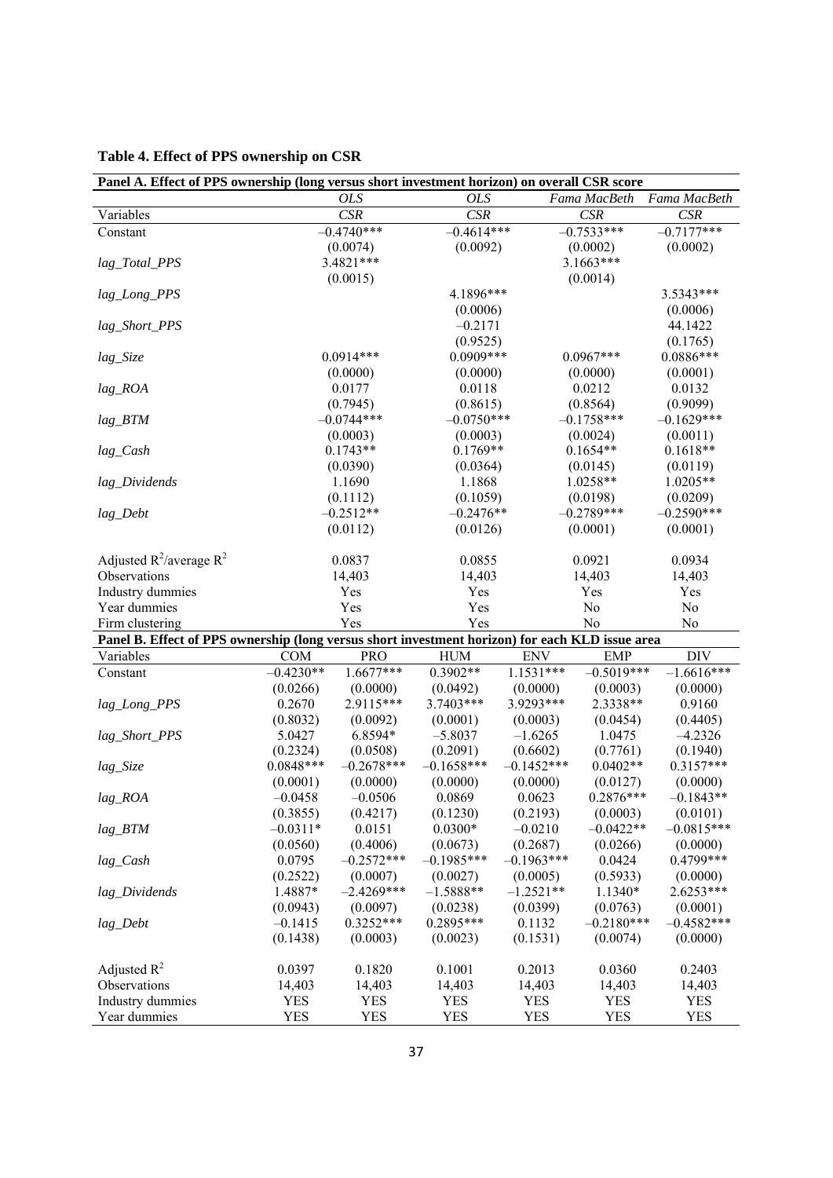**Table 4. Effect of PPS ownership on CSR**

**Panel A. Effect of PPS ownership (long versus short investment horizon) on overall CSR score**

| | *OLS* | *OLS* | *Fama MacBeth* | *Fama MacBeth* |
|---|---|---|---|---|
| Variables | *CSR* | *CSR* | *CSR* | *CSR* |
| Constant | –0.4740*** | –0.4614*** | –0.7533*** | –0.7177*** |
| | (0.0074) | (0.0092) | (0.0002) | (0.0002) |
| *lag_Total_PPS* | 3.4821*** | | 3.1663*** | |
| | (0.0015) | | (0.0014) | |
| *lag_Long_PPS* | | 4.1896*** | | 3.5343*** |
| | | (0.0006) | | (0.0006) |
| *lag_Short_PPS* | | –0.2171 | | 44.1422 |
| | | (0.9525) | | (0.1765) |
| *lag_Size* | 0.0914*** | 0.0909*** | 0.0967*** | 0.0886*** |
| | (0.0000) | (0.0000) | (0.0000) | (0.0001) |
| *lag_ROA* | 0.0177 | 0.0118 | 0.0212 | 0.0132 |
| | (0.7945) | (0.8615) | (0.8564) | (0.9099) |
| *lag_BTM* | –0.0744*** | –0.0750*** | –0.1758*** | –0.1629*** |
| | (0.0003) | (0.0003) | (0.0024) | (0.0011) |
| *lag_Cash* | 0.1743** | 0.1769** | 0.1654** | 0.1618** |
| | (0.0390) | (0.0364) | (0.0145) | (0.0119) |
| *lag_Dividends* | 1.1690 | 1.1868 | 1.0258** | 1.0205** |
| | (0.1112) | (0.1059) | (0.0198) | (0.0209) |
| *lag_Debt* | –0.2512** | –0.2476** | –0.2789*** | –0.2590*** |
| | (0.0112) | (0.0126) | (0.0001) | (0.0001) |
| Adjusted $R^2$/average $R^2$ | 0.0837 | 0.0855 | 0.0921 | 0.0934 |
| Observations | 14,403 | 14,403 | 14,403 | 14,403 |
| Industry dummies | Yes | Yes | Yes | Yes |
| Year dummies | Yes | Yes | No | No |
| Firm clustering | Yes | Yes | No | No |

**Panel B. Effect of PPS ownership (long versus short investment horizon) for each KLD issue area**

| Variables | COM | PRO | HUM | ENV | EMP | DIV |
|---|---|---|---|---|---|---|
| Constant | –0.4230** | 1.6677*** | 0.3902** | 1.1531*** | –0.5019*** | –1.6616*** |
| | (0.0266) | (0.0000) | (0.0492) | (0.0000) | (0.0003) | (0.0000) |
| *lag_Long_PPS* | 0.2670 | 2.9115*** | 3.7403*** | 3.9293*** | 2.3338** | 0.9160 |
| | (0.8032) | (0.0092) | (0.0001) | (0.0003) | (0.0454) | (0.4405) |
| *lag_Short_PPS* | 5.0427 | 6.8594* | –5.8037 | –1.6265 | 1.0475 | –4.2326 |
| | (0.2324) | (0.0508) | (0.2091) | (0.6602) | (0.7761) | (0.1940) |
| *lag_Size* | 0.0848*** | –0.2678*** | –0.1658*** | –0.1452*** | 0.0402** | 0.3157*** |
| | (0.0001) | (0.0000) | (0.0000) | (0.0000) | (0.0127) | (0.0000) |
| *lag_ROA* | –0.0458 | –0.0506 | 0.0869 | 0.0623 | 0.2876*** | –0.1843** |
| | (0.3855) | (0.4217) | (0.1230) | (0.2193) | (0.0003) | (0.0101) |
| *lag_BTM* | –0.0311* | 0.0151 | 0.0300* | –0.0210 | –0.0422** | –0.0815*** |
| | (0.0560) | (0.4006) | (0.0673) | (0.2687) | (0.0266) | (0.0000) |
| *lag_Cash* | 0.0795 | –0.2572*** | –0.1985*** | –0.1963*** | 0.0424 | 0.4799*** |
| | (0.2522) | (0.0007) | (0.0027) | (0.0005) | (0.5933) | (0.0000) |
| *lag_Dividends* | 1.4887* | –2.4269*** | –1.5888** | –1.2521** | 1.1340* | 2.6253*** |
| | (0.0943) | (0.0097) | (0.0238) | (0.0399) | (0.0763) | (0.0001) |
| *lag_Debt* | –0.1415 | 0.3252*** | 0.2895*** | 0.1132 | –0.2180*** | –0.4582*** |
| | (0.1438) | (0.0003) | (0.0023) | (0.1531) | (0.0074) | (0.0000) |
| Adjusted $R^2$ | 0.0397 | 0.1820 | 0.1001 | 0.2013 | 0.0360 | 0.2403 |
| Observations | 14,403 | 14,403 | 14,403 | 14,403 | 14,403 | 14,403 |
| Industry dummies | YES | YES | YES | YES | YES | YES |
| Year dummies | YES | YES | YES | YES | YES | YES |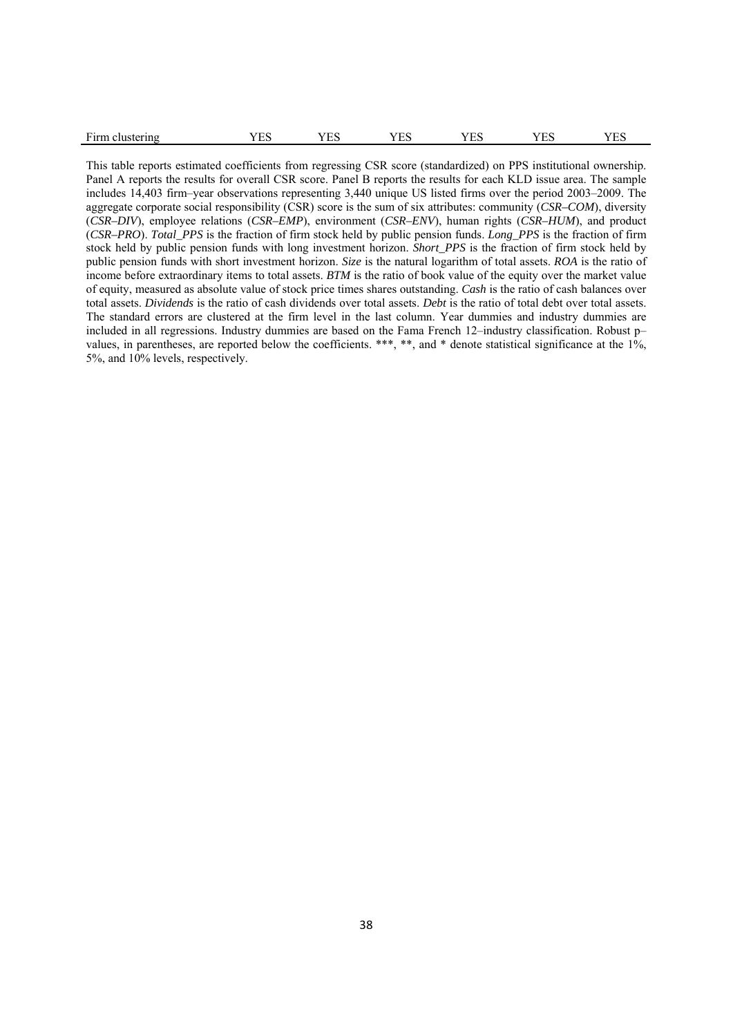| | | | | | | |
|---|---|---|---|---|---|---|
| Firm clustering | YES | YES | YES | YES | YES | YES |

This table reports estimated coefficients from regressing CSR score (standardized) on PPS institutional ownership. Panel A reports the results for overall CSR score. Panel B reports the results for each KLD issue area. The sample includes 14,403 firm–year observations representing 3,440 unique US listed firms over the period 2003–2009. The aggregate corporate social responsibility (CSR) score is the sum of six attributes: community (*CSR–COM*), diversity (*CSR–DIV*), employee relations (*CSR–EMP*), environment (*CSR–ENV*), human rights (*CSR–HUM*), and product (*CSR–PRO*). *Total_PPS* is the fraction of firm stock held by public pension funds. *Long_PPS* is the fraction of firm stock held by public pension funds with long investment horizon. *Short_PPS* is the fraction of firm stock held by public pension funds with short investment horizon. *Size* is the natural logarithm of total assets. *ROA* is the ratio of income before extraordinary items to total assets. *BTM* is the ratio of book value of the equity over the market value of equity, measured as absolute value of stock price times shares outstanding. *Cash* is the ratio of cash balances over total assets. *Dividends* is the ratio of cash dividends over total assets. *Debt* is the ratio of total debt over total assets. The standard errors are clustered at the firm level in the last column. Year dummies and industry dummies are included in all regressions. Industry dummies are based on the Fama French 12–industry classification. Robust p–values, in parentheses, are reported below the coefficients. ***, **, and * denote statistical significance at the 1%, 5%, and 10% levels, respectively.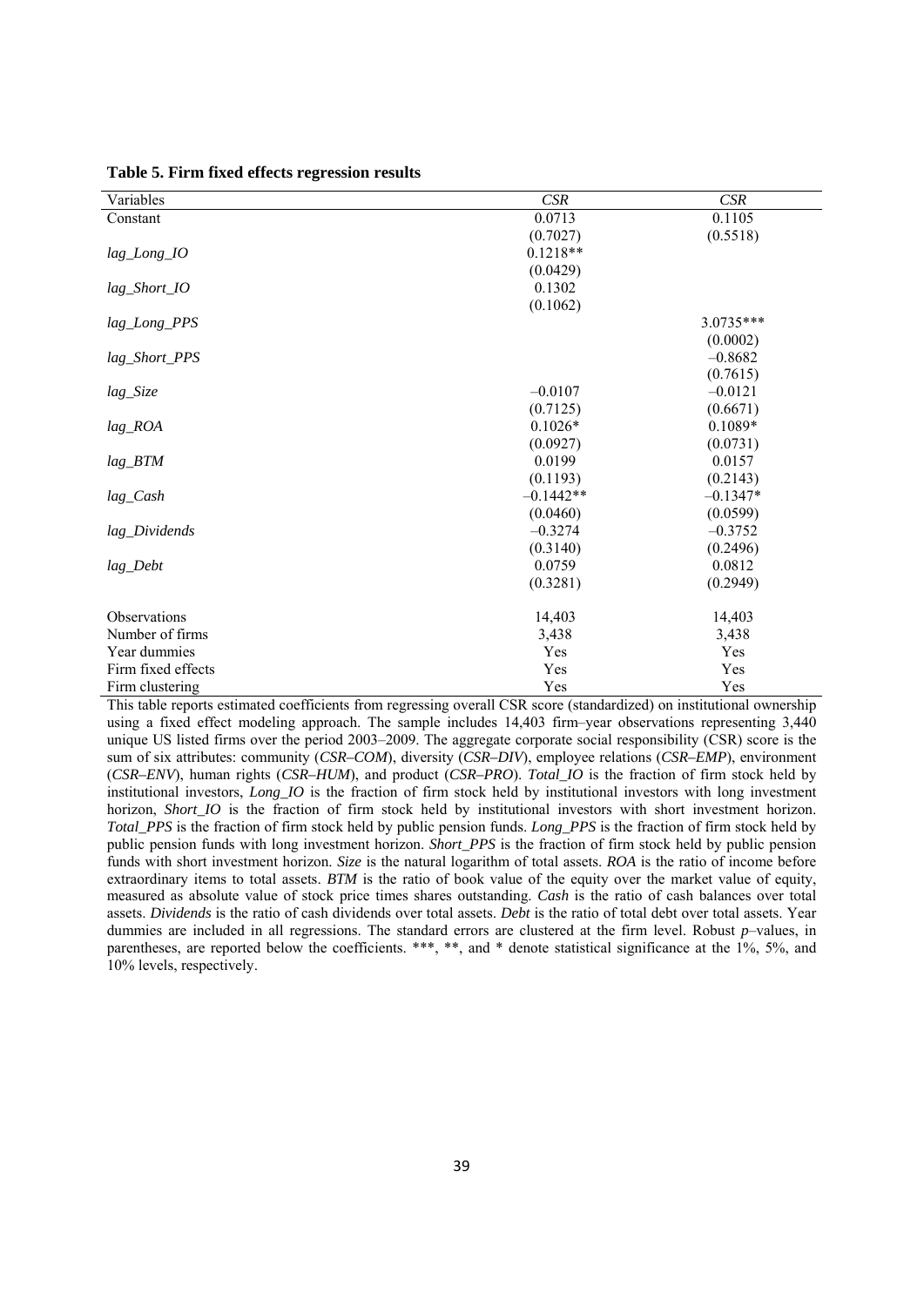**Table 5. Firm fixed effects regression results**

| Variables | *CSR* | *CSR* |
|---|---|---|
| Constant | 0.0713 | 0.1105 |
| | (0.7027) | (0.5518) |
| *lag_Long_IO* | 0.1218** | |
| | (0.0429) | |
| *lag_Short_IO* | 0.1302 | |
| | (0.1062) | |
| *lag_Long_PPS* | | 3.0735*** |
| | | (0.0002) |
| *lag_Short_PPS* | | –0.8682 |
| | | (0.7615) |
| *lag_Size* | –0.0107 | –0.0121 |
| | (0.7125) | (0.6671) |
| *lag_ROA* | 0.1026* | 0.1089* |
| | (0.0927) | (0.0731) |
| *lag_BTM* | 0.0199 | 0.0157 |
| | (0.1193) | (0.2143) |
| *lag_Cash* | –0.1442** | –0.1347* |
| | (0.0460) | (0.0599) |
| *lag_Dividends* | –0.3274 | –0.3752 |
| | (0.3140) | (0.2496) |
| *lag_Debt* | 0.0759 | 0.0812 |
| | (0.3281) | (0.2949) |
| Observations | 14,403 | 14,403 |
| Number of firms | 3,438 | 3,438 |
| Year dummies | Yes | Yes |
| Firm fixed effects | Yes | Yes |
| Firm clustering | Yes | Yes |

This table reports estimated coefficients from regressing overall CSR score (standardized) on institutional ownership using a fixed effect modeling approach. The sample includes 14,403 firm–year observations representing 3,440 unique US listed firms over the period 2003–2009. The aggregate corporate social responsibility (CSR) score is the sum of six attributes: community (*CSR–COM*), diversity (*CSR–DIV*), employee relations (*CSR–EMP*), environment (*CSR–ENV*), human rights (*CSR–HUM*), and product (*CSR–PRO*). *Total_IO* is the fraction of firm stock held by institutional investors, *Long_IO* is the fraction of firm stock held by institutional investors with long investment horizon, *Short_IO* is the fraction of firm stock held by institutional investors with short investment horizon. *Total_PPS* is the fraction of firm stock held by public pension funds. *Long_PPS* is the fraction of firm stock held by public pension funds with long investment horizon. *Short_PPS* is the fraction of firm stock held by public pension funds with short investment horizon. *Size* is the natural logarithm of total assets. *ROA* is the ratio of income before extraordinary items to total assets. *BTM* is the ratio of book value of the equity over the market value of equity, measured as absolute value of stock price times shares outstanding. *Cash* is the ratio of cash balances over total assets. *Dividends* is the ratio of cash dividends over total assets. *Debt* is the ratio of total debt over total assets. Year dummies are included in all regressions. The standard errors are clustered at the firm level. Robust *p*–values, in parentheses, are reported below the coefficients. ***, **, and * denote statistical significance at the 1%, 5%, and 10% levels, respectively.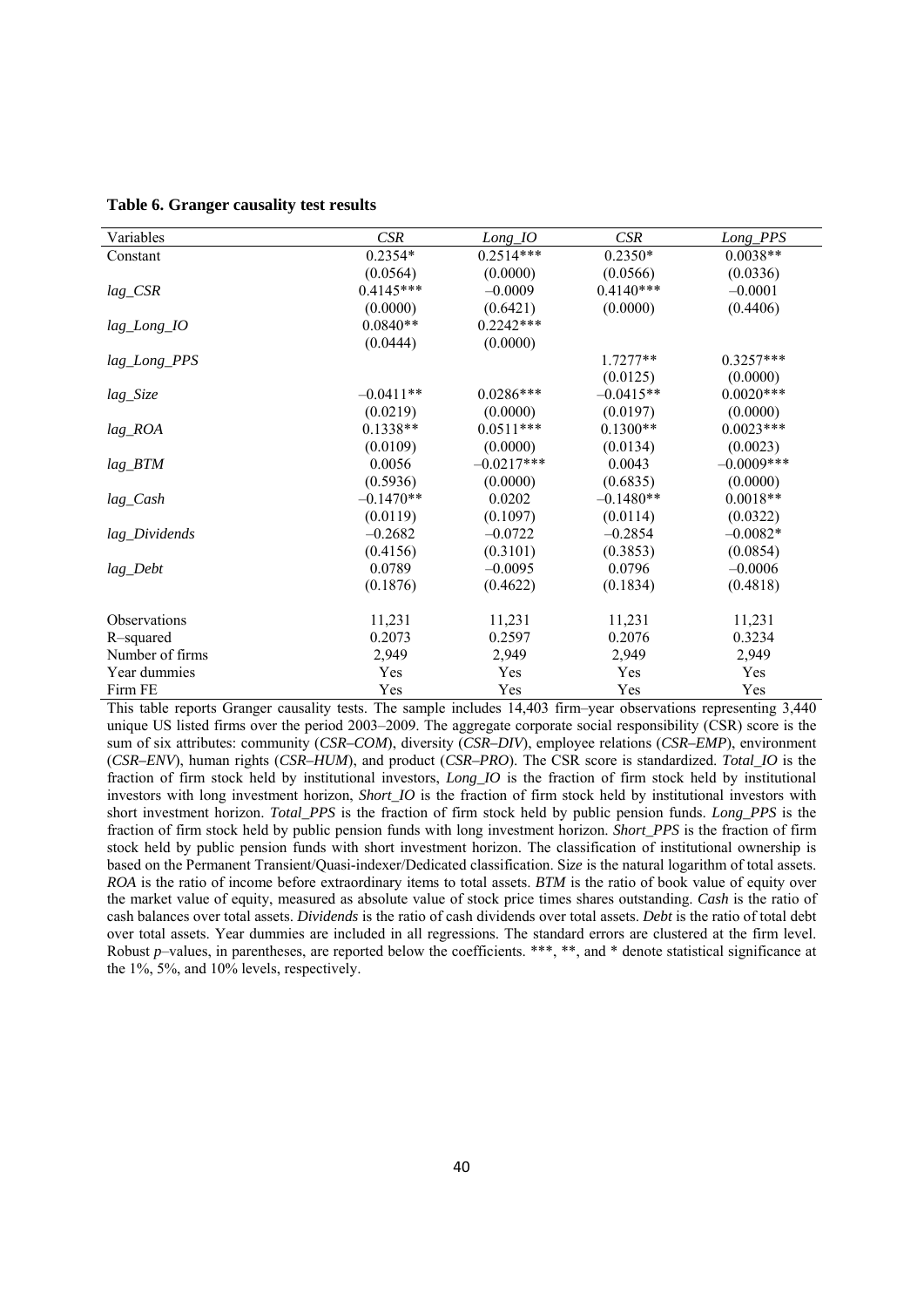**Table 6. Granger causality test results**

| Variables | *CSR* | *Long_IO* | *CSR* | *Long_PPS* |
|---|---|---|---|---|
| Constant | 0.2354* | 0.2514*** | 0.2350* | 0.0038** |
| | (0.0564) | (0.0000) | (0.0566) | (0.0336) |
| *lag_CSR* | 0.4145*** | –0.0009 | 0.4140*** | –0.0001 |
| | (0.0000) | (0.6421) | (0.0000) | (0.4406) |
| *lag_Long_IO* | 0.0840** | 0.2242*** | | |
| | (0.0444) | (0.0000) | | |
| *lag_Long_PPS* | | | 1.7277** | 0.3257*** |
| | | | (0.0125) | (0.0000) |
| *lag_Size* | –0.0411** | 0.0286*** | –0.0415** | 0.0020*** |
| | (0.0219) | (0.0000) | (0.0197) | (0.0000) |
| *lag_ROA* | 0.1338** | 0.0511*** | 0.1300** | 0.0023*** |
| | (0.0109) | (0.0000) | (0.0134) | (0.0023) |
| *lag_BTM* | 0.0056 | –0.0217*** | 0.0043 | –0.0009*** |
| | (0.5936) | (0.0000) | (0.6835) | (0.0000) |
| *lag_Cash* | –0.1470** | 0.0202 | –0.1480** | 0.0018** |
| | (0.0119) | (0.1097) | (0.0114) | (0.0322) |
| *lag_Dividends* | –0.2682 | –0.0722 | –0.2854 | –0.0082* |
| | (0.4156) | (0.3101) | (0.3853) | (0.0854) |
| *lag_Debt* | 0.0789 | –0.0095 | 0.0796 | –0.0006 |
| | (0.1876) | (0.4622) | (0.1834) | (0.4818) |
| Observations | 11,231 | 11,231 | 11,231 | 11,231 |
| R–squared | 0.2073 | 0.2597 | 0.2076 | 0.3234 |
| Number of firms | 2,949 | 2,949 | 2,949 | 2,949 |
| Year dummies | Yes | Yes | Yes | Yes |
| Firm FE | Yes | Yes | Yes | Yes |

This table reports Granger causality tests. The sample includes 14,403 firm–year observations representing 3,440 unique US listed firms over the period 2003–2009. The aggregate corporate social responsibility (CSR) score is the sum of six attributes: community (*CSR–COM*), diversity (*CSR–DIV*), employee relations (*CSR–EMP*), environment (*CSR–ENV*), human rights (*CSR–HUM*), and product (*CSR–PRO*). The CSR score is standardized. *Total_IO* is the fraction of firm stock held by institutional investors, *Long_IO* is the fraction of firm stock held by institutional investors with long investment horizon, *Short_IO* is the fraction of firm stock held by institutional investors with short investment horizon. *Total_PPS* is the fraction of firm stock held by public pension funds. *Long_PPS* is the fraction of firm stock held by public pension funds with long investment horizon. *Short_PPS* is the fraction of firm stock held by public pension funds with short investment horizon. The classification of institutional ownership is based on the Permanent Transient/Quasi-indexer/Dedicated classification. *Size* is the natural logarithm of total assets. *ROA* is the ratio of income before extraordinary items to total assets. *BTM* is the ratio of book value of equity over the market value of equity, measured as absolute value of stock price times shares outstanding. *Cash* is the ratio of cash balances over total assets. *Dividends* is the ratio of cash dividends over total assets. *Debt* is the ratio of total debt over total assets. Year dummies are included in all regressions. The standard errors are clustered at the firm level. Robust *p*–values, in parentheses, are reported below the coefficients. ***, **, and * denote statistical significance at the 1%, 5%, and 10% levels, respectively.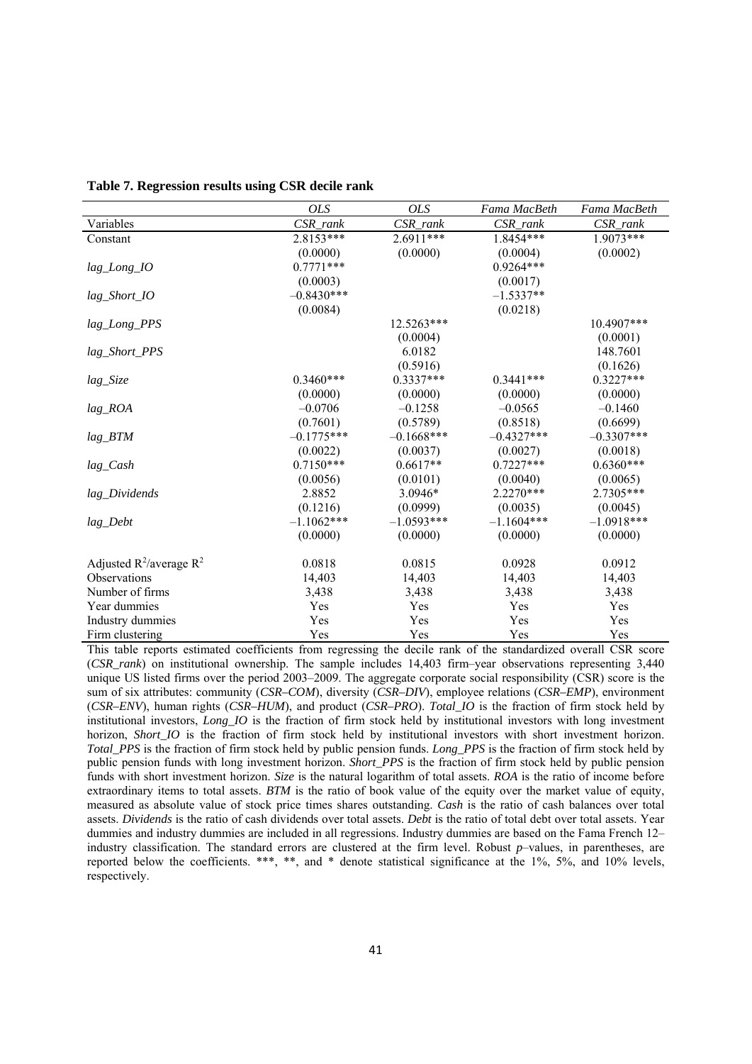**Table 7. Regression results using CSR decile rank**

| | *OLS* | *OLS* | *Fama MacBeth* | *Fama MacBeth* |
|---|---|---|---|---|
| Variables | *CSR_rank* | *CSR_rank* | *CSR_rank* | *CSR_rank* |
| Constant | 2.8153*** | 2.6911*** | 1.8454*** | 1.9073*** |
| | (0.0000) | (0.0000) | (0.0004) | (0.0002) |
| *lag_Long_IO* | 0.7771*** | | 0.9264*** | |
| | (0.0003) | | (0.0017) | |
| *lag_Short_IO* | –0.8430*** | | –1.5337** | |
| | (0.0084) | | (0.0218) | |
| *lag_Long_PPS* | | 12.5263*** | | 10.4907*** |
| | | (0.0004) | | (0.0001) |
| *lag_Short_PPS* | | 6.0182 | | 148.7601 |
| | | (0.5916) | | (0.1626) |
| *lag_Size* | 0.3460*** | 0.3337*** | 0.3441*** | 0.3227*** |
| | (0.0000) | (0.0000) | (0.0000) | (0.0000) |
| *lag_ROA* | –0.0706 | –0.1258 | –0.0565 | –0.1460 |
| | (0.7601) | (0.5789) | (0.8518) | (0.6699) |
| *lag_BTM* | –0.1775*** | –0.1668*** | –0.4327*** | –0.3307*** |
| | (0.0022) | (0.0037) | (0.0027) | (0.0018) |
| *lag_Cash* | 0.7150*** | 0.6617** | 0.7227*** | 0.6360*** |
| | (0.0056) | (0.0101) | (0.0040) | (0.0065) |
| *lag_Dividends* | 2.8852 | 3.0946* | 2.2270*** | 2.7305*** |
| | (0.1216) | (0.0999) | (0.0035) | (0.0045) |
| *lag_Debt* | –1.1062*** | –1.0593*** | –1.1604*** | –1.0918*** |
| | (0.0000) | (0.0000) | (0.0000) | (0.0000) |
| Adjusted $R^2$/average $R^2$ | 0.0818 | 0.0815 | 0.0928 | 0.0912 |
| Observations | 14,403 | 14,403 | 14,403 | 14,403 |
| Number of firms | 3,438 | 3,438 | 3,438 | 3,438 |
| Year dummies | Yes | Yes | Yes | Yes |
| Industry dummies | Yes | Yes | Yes | Yes |
| Firm clustering | Yes | Yes | Yes | Yes |

This table reports estimated coefficients from regressing the decile rank of the standardized overall CSR score (*CSR_rank*) on institutional ownership. The sample includes 14,403 firm–year observations representing 3,440 unique US listed firms over the period 2003–2009. The aggregate corporate social responsibility (CSR) score is the sum of six attributes: community (*CSR–COM*), diversity (*CSR–DIV*), employee relations (*CSR–EMP*), environment (*CSR–ENV*), human rights (*CSR–HUM*), and product (*CSR–PRO*). *Total_IO* is the fraction of firm stock held by institutional investors, *Long_IO* is the fraction of firm stock held by institutional investors with long investment horizon, *Short_IO* is the fraction of firm stock held by institutional investors with short investment horizon. *Total_PPS* is the fraction of firm stock held by public pension funds. *Long_PPS* is the fraction of firm stock held by public pension funds with long investment horizon. *Short_PPS* is the fraction of firm stock held by public pension funds with short investment horizon. *Size* is the natural logarithm of total assets. *ROA* is the ratio of income before extraordinary items to total assets. *BTM* is the ratio of book value of the equity over the market value of equity, measured as absolute value of stock price times shares outstanding. *Cash* is the ratio of cash balances over total assets. *Dividends* is the ratio of cash dividends over total assets. *Debt* is the ratio of total debt over total assets. Year dummies and industry dummies are included in all regressions. Industry dummies are based on the Fama French 12–industry classification. The standard errors are clustered at the firm level. Robust *p*–values, in parentheses, are reported below the coefficients. ***, **, and * denote statistical significance at the 1%, 5%, and 10% levels, respectively.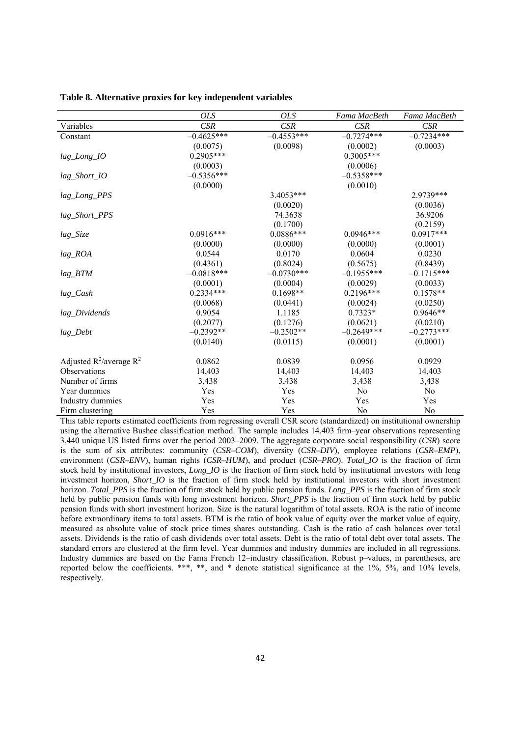**Table 8. Alternative proxies for key independent variables**

| | *OLS* | *OLS* | *Fama MacBeth* | *Fama MacBeth* |
|---|---|---|---|---|
| Variables | *CSR* | *CSR* | *CSR* | *CSR* |
| Constant | –0.4625*** | –0.4553*** | –0.7274*** | –0.7234*** |
| | (0.0075) | (0.0098) | (0.0002) | (0.0003) |
| *lag_Long_IO* | 0.2905*** | | 0.3005*** | |
| | (0.0003) | | (0.0006) | |
| *lag_Short_IO* | –0.5356*** | | –0.5358*** | |
| | (0.0000) | | (0.0010) | |
| *lag_Long_PPS* | | 3.4053*** | | 2.9739*** |
| | | (0.0020) | | (0.0036) |
| *lag_Short_PPS* | | 74.3638 | | 36.9206 |
| | | (0.1700) | | (0.2159) |
| *lag_Size* | 0.0916*** | 0.0886*** | 0.0946*** | 0.0917*** |
| | (0.0000) | (0.0000) | (0.0000) | (0.0001) |
| *lag_ROA* | 0.0544 | 0.0170 | 0.0604 | 0.0230 |
| | (0.4361) | (0.8024) | (0.5675) | (0.8439) |
| *lag_BTM* | –0.0818*** | –0.0730*** | –0.1955*** | –0.1715*** |
| | (0.0001) | (0.0004) | (0.0029) | (0.0033) |
| *lag_Cash* | 0.2334*** | 0.1698** | 0.2196*** | 0.1578** |
| | (0.0068) | (0.0441) | (0.0024) | (0.0250) |
| *lag_Dividends* | 0.9054 | 1.1185 | 0.7323* | 0.9646** |
| | (0.2077) | (0.1276) | (0.0621) | (0.0210) |
| *lag_Debt* | –0.2392** | –0.2502** | –0.2649*** | –0.2773*** |
| | (0.0140) | (0.0115) | (0.0001) | (0.0001) |
| Adjusted $R^2$/average $R^2$ | 0.0862 | 0.0839 | 0.0956 | 0.0929 |
| Observations | 14,403 | 14,403 | 14,403 | 14,403 |
| Number of firms | 3,438 | 3,438 | 3,438 | 3,438 |
| Year dummies | Yes | Yes | No | No |
| Industry dummies | Yes | Yes | Yes | Yes |
| Firm clustering | Yes | Yes | No | No |

This table reports estimated coefficients from regressing overall CSR score (standardized) on institutional ownership using the alternative Bushee classification method. The sample includes 14,403 firm–year observations representing 3,440 unique US listed firms over the period 2003–2009. The aggregate corporate social responsibility (*CSR*) score is the sum of six attributes: community (*CSR–COM*), diversity (*CSR–DIV*), employee relations (*CSR–EMP*), environment (*CSR–ENV*), human rights (*CSR–HUM*), and product (*CSR–PRO*). *Total_IO* is the fraction of firm stock held by institutional investors, *Long_IO* is the fraction of firm stock held by institutional investors with long investment horizon, *Short_IO* is the fraction of firm stock held by institutional investors with short investment horizon. *Total_PPS* is the fraction of firm stock held by public pension funds. *Long_PPS* is the fraction of firm stock held by public pension funds with long investment horizon. *Short_PPS* is the fraction of firm stock held by public pension funds with short investment horizon. Size is the natural logarithm of total assets. ROA is the ratio of income before extraordinary items to total assets. BTM is the ratio of book value of equity over the market value of equity, measured as absolute value of stock price times shares outstanding. Cash is the ratio of cash balances over total assets. Dividends is the ratio of cash dividends over total assets. Debt is the ratio of total debt over total assets. The standard errors are clustered at the firm level. Year dummies and industry dummies are included in all regressions. Industry dummies are based on the Fama French 12–industry classification. Robust p–values, in parentheses, are reported below the coefficients. ***, **, and * denote statistical significance at the 1%, 5%, and 10% levels, respectively.